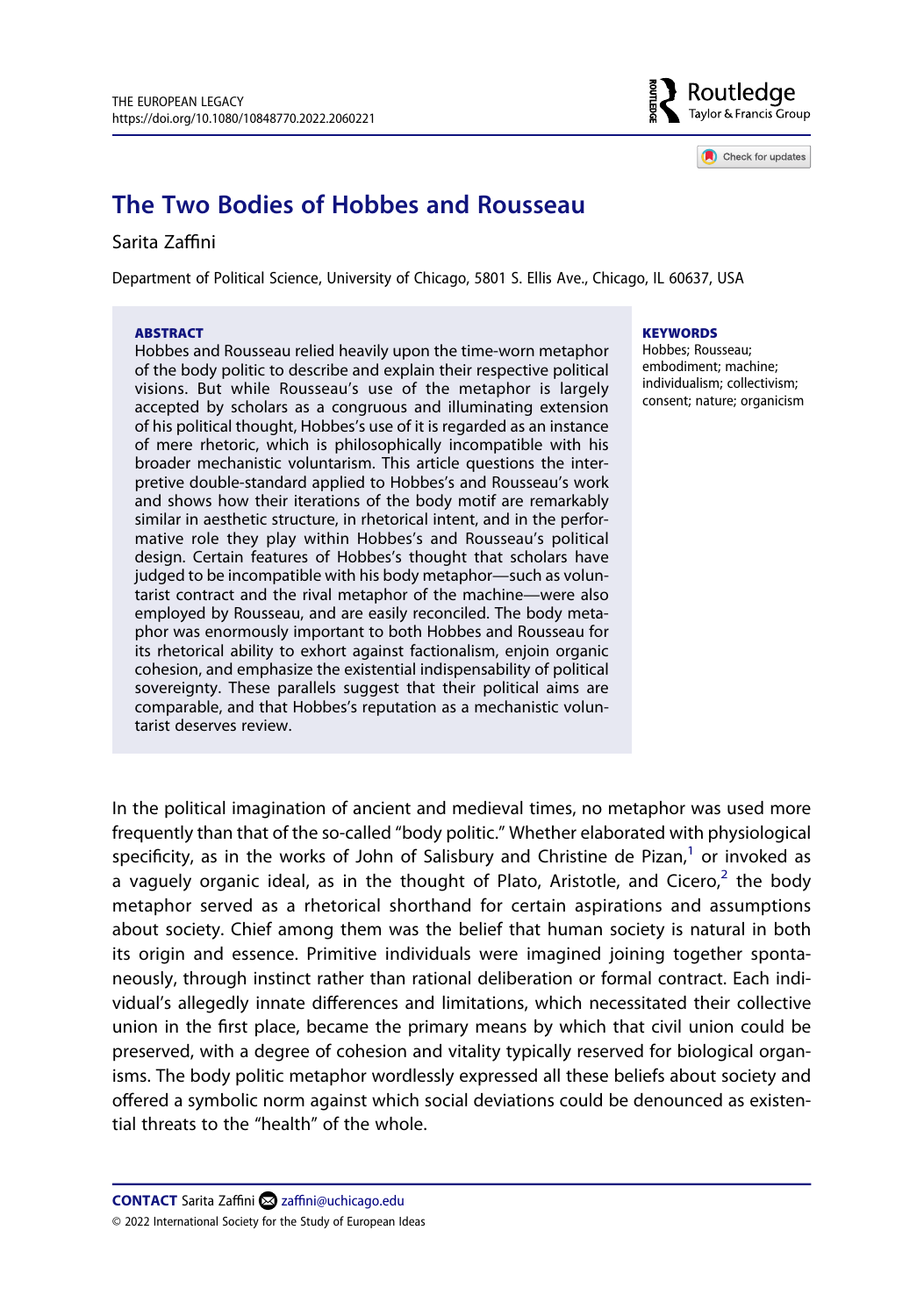# The Two Bodies of Hobbes and Rousseau

Sarita Zaffini

Department of Political Science, University of Chicago, 5801 S. Ellis Ave., Chicago, IL 60637, USA

**ABSTRACT**

Hobbes and Rousseau relied heavily upon the time-worn metaphor of the body politic to describe and explain their respective political visions. But while Rousseau's use of the metaphor is largely accepted by scholars as a congruous and illuminating extension of his political thought, Hobbes's use of it is regarded as an instance of mere rhetoric, which is philosophically incompatible with his broader mechanistic voluntarism. This article questions the interpretive double-standard applied to Hobbes's and Rousseau's work and shows how their iterations of the body motif are remarkably similar in aesthetic structure, in rhetorical intent, and in the performative role they play within Hobbes's and Rousseau's political design. Certain features of Hobbes's thought that scholars have judged to be incompatible with his body metaphor—such as voluntarist contract and the rival metaphor of the machine—were also employed by Rousseau, and are easily reconciled. The body metaphor was enormously important to both Hobbes and Rousseau for its rhetorical ability to exhort against factionalism, enjoin organic cohesion, and emphasize the existential indispensability of political sovereignty. These parallels suggest that their political aims are comparable, and that Hobbes's reputation as a mechanistic voluntarist deserves review.

**KEYWORDS**

Hobbes; Rousseau; embodiment; machine; individualism; collectivism; consent; nature; organicism

In the political imagination of ancient and medieval times, no metaphor was used more frequently than that of the so-called "body politic." Whether elaborated with physiological specificity, as in the works of John of Salisbury and Christine de Pizan,[1] or invoked as a vaguely organic ideal, as in the thought of Plato, Aristotle, and Cicero,[2] the body metaphor served as a rhetorical shorthand for certain aspirations and assumptions about society. Chief among them was the belief that human society is natural in both its origin and essence. Primitive individuals were imagined joining together spontaneously, through instinct rather than rational deliberation or formal contract. Each individual's allegedly innate differences and limitations, which necessitated their collective union in the first place, became the primary means by which that civil union could be preserved, with a degree of cohesion and vitality typically reserved for biological organisms. The body politic metaphor wordlessly expressed all these beliefs about society and offered a symbolic norm against which social deviations could be denounced as existential threats to the "health" of the whole.

**CONTACT** Sarita Zaffini zaffini@uchicago.edu

© 2022 International Society for the Study of European Ideas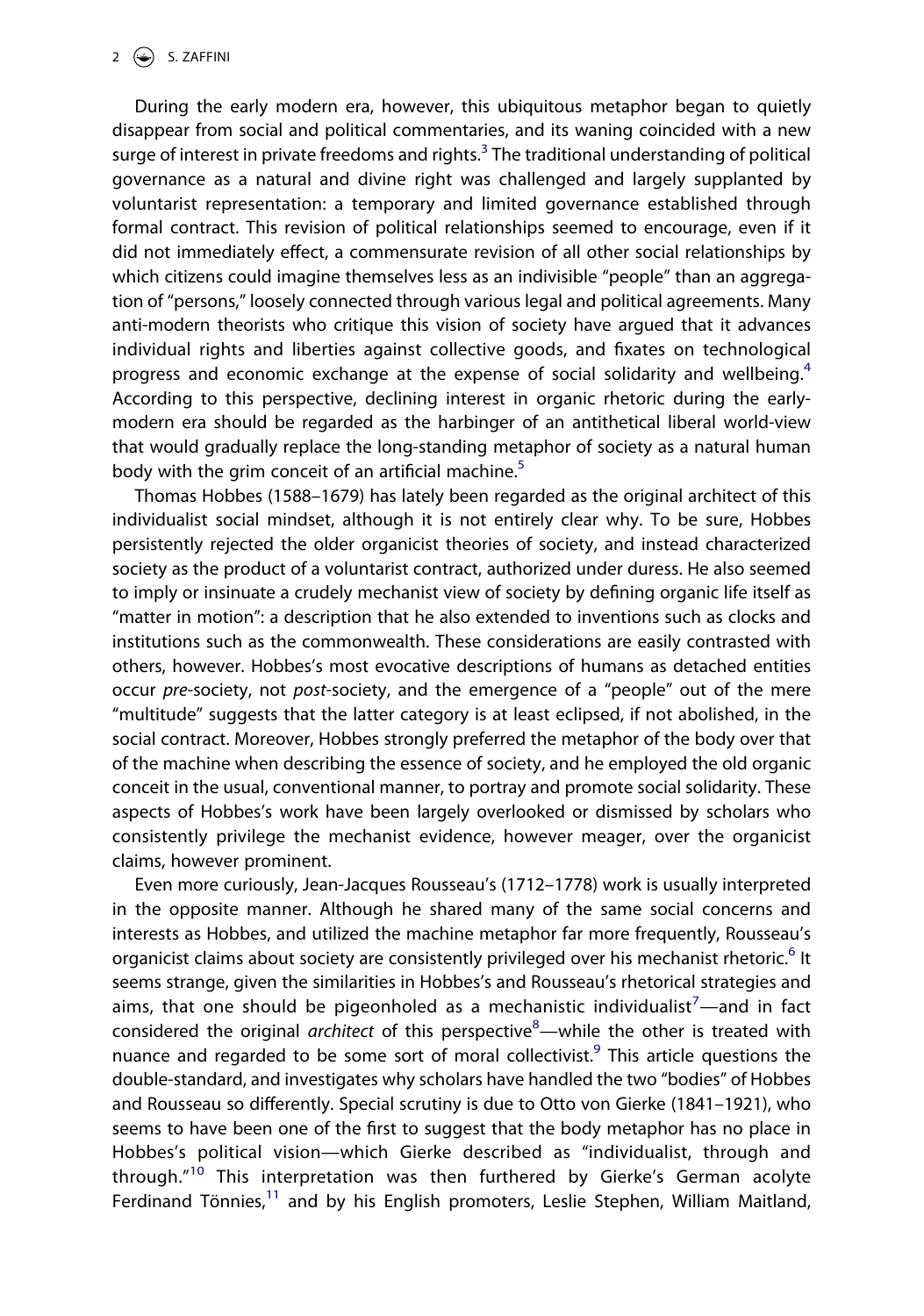During the early modern era, however, this ubiquitous metaphor began to quietly disappear from social and political commentaries, and its waning coincided with a new surge of interest in private freedoms and rights.[3] The traditional understanding of political governance as a natural and divine right was challenged and largely supplanted by voluntarist representation: a temporary and limited governance established through formal contract. This revision of political relationships seemed to encourage, even if it did not immediately effect, a commensurate revision of all other social relationships by which citizens could imagine themselves less as an indivisible "people" than an aggregation of "persons," loosely connected through various legal and political agreements. Many anti-modern theorists who critique this vision of society have argued that it advances individual rights and liberties against collective goods, and fixates on technological progress and economic exchange at the expense of social solidarity and wellbeing.[4] According to this perspective, declining interest in organic rhetoric during the early-modern era should be regarded as the harbinger of an antithetical liberal world-view that would gradually replace the long-standing metaphor of society as a natural human body with the grim conceit of an artificial machine.[5]

Thomas Hobbes (1588–1679) has lately been regarded as the original architect of this individualist social mindset, although it is not entirely clear why. To be sure, Hobbes persistently rejected the older organicist theories of society, and instead characterized society as the product of a voluntarist contract, authorized under duress. He also seemed to imply or insinuate a crudely mechanist view of society by defining organic life itself as "matter in motion": a description that he also extended to inventions such as clocks and institutions such as the commonwealth. These considerations are easily contrasted with others, however. Hobbes's most evocative descriptions of humans as detached entities occur *pre*-society, not *post*-society, and the emergence of a "people" out of the mere "multitude" suggests that the latter category is at least eclipsed, if not abolished, in the social contract. Moreover, Hobbes strongly preferred the metaphor of the body over that of the machine when describing the essence of society, and he employed the old organic conceit in the usual, conventional manner, to portray and promote social solidarity. These aspects of Hobbes's work have been largely overlooked or dismissed by scholars who consistently privilege the mechanist evidence, however meager, over the organicist claims, however prominent.

Even more curiously, Jean-Jacques Rousseau's (1712–1778) work is usually interpreted in the opposite manner. Although he shared many of the same social concerns and interests as Hobbes, and utilized the machine metaphor far more frequently, Rousseau's organicist claims about society are consistently privileged over his mechanist rhetoric.[6] It seems strange, given the similarities in Hobbes's and Rousseau's rhetorical strategies and aims, that one should be pigeonholed as a mechanistic individualist[7]—and in fact considered the original *architect* of this perspective[8]—while the other is treated with nuance and regarded to be some sort of moral collectivist.[9] This article questions the double-standard, and investigates why scholars have handled the two "bodies" of Hobbes and Rousseau so differently. Special scrutiny is due to Otto von Gierke (1841–1921), who seems to have been one of the first to suggest that the body metaphor has no place in Hobbes's political vision—which Gierke described as "individualist, through and through."[10] This interpretation was then furthered by Gierke's German acolyte Ferdinand Tönnies,[11] and by his English promoters, Leslie Stephen, William Maitland,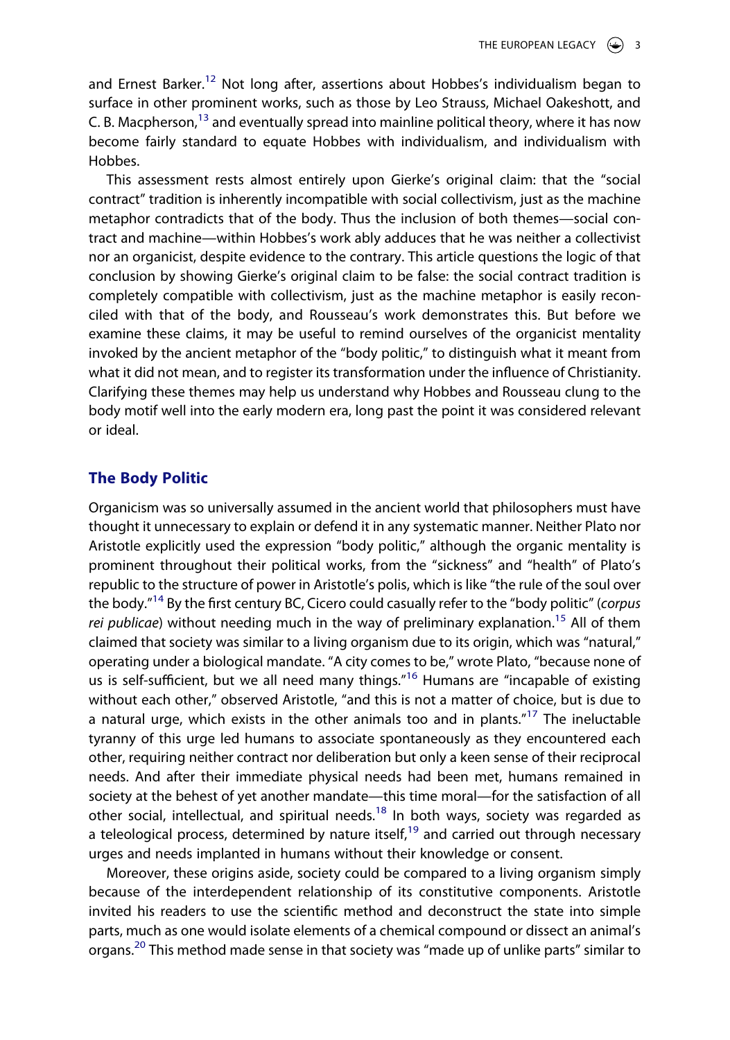and Ernest Barker.[12] Not long after, assertions about Hobbes's individualism began to surface in other prominent works, such as those by Leo Strauss, Michael Oakeshott, and C. B. Macpherson,[13] and eventually spread into mainline political theory, where it has now become fairly standard to equate Hobbes with individualism, and individualism with Hobbes.

This assessment rests almost entirely upon Gierke's original claim: that the "social contract" tradition is inherently incompatible with social collectivism, just as the machine metaphor contradicts that of the body. Thus the inclusion of both themes—social contract and machine—within Hobbes's work ably adduces that he was neither a collectivist nor an organicist, despite evidence to the contrary. This article questions the logic of that conclusion by showing Gierke's original claim to be false: the social contract tradition is completely compatible with collectivism, just as the machine metaphor is easily reconciled with that of the body, and Rousseau's work demonstrates this. But before we examine these claims, it may be useful to remind ourselves of the organicist mentality invoked by the ancient metaphor of the "body politic," to distinguish what it meant from what it did not mean, and to register its transformation under the influence of Christianity. Clarifying these themes may help us understand why Hobbes and Rousseau clung to the body motif well into the early modern era, long past the point it was considered relevant or ideal.

## The Body Politic

Organicism was so universally assumed in the ancient world that philosophers must have thought it unnecessary to explain or defend it in any systematic manner. Neither Plato nor Aristotle explicitly used the expression "body politic," although the organic mentality is prominent throughout their political works, from the "sickness" and "health" of Plato's republic to the structure of power in Aristotle's polis, which is like "the rule of the soul over the body."[14] By the first century BC, Cicero could casually refer to the "body politic" (*corpus rei publicae*) without needing much in the way of preliminary explanation.[15] All of them claimed that society was similar to a living organism due to its origin, which was "natural," operating under a biological mandate. "A city comes to be," wrote Plato, "because none of us is self-sufficient, but we all need many things."[16] Humans are "incapable of existing without each other," observed Aristotle, "and this is not a matter of choice, but is due to a natural urge, which exists in the other animals too and in plants."[17] The ineluctable tyranny of this urge led humans to associate spontaneously as they encountered each other, requiring neither contract nor deliberation but only a keen sense of their reciprocal needs. And after their immediate physical needs had been met, humans remained in society at the behest of yet another mandate—this time moral—for the satisfaction of all other social, intellectual, and spiritual needs.[18] In both ways, society was regarded as a teleological process, determined by nature itself,[19] and carried out through necessary urges and needs implanted in humans without their knowledge or consent.

Moreover, these origins aside, society could be compared to a living organism simply because of the interdependent relationship of its constitutive components. Aristotle invited his readers to use the scientific method and deconstruct the state into simple parts, much as one would isolate elements of a chemical compound or dissect an animal's organs.[20] This method made sense in that society was "made up of unlike parts" similar to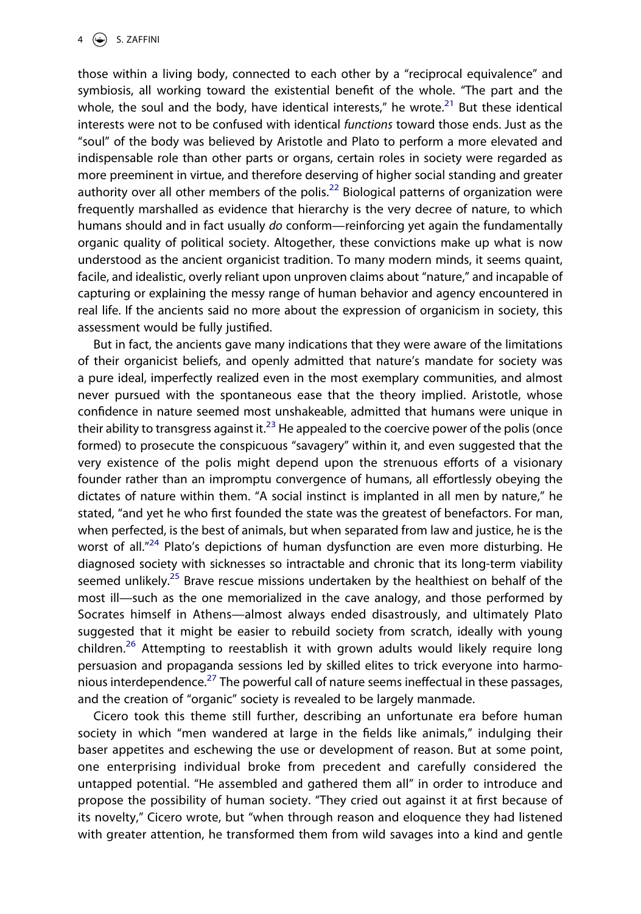those within a living body, connected to each other by a "reciprocal equivalence" and symbiosis, all working toward the existential benefit of the whole. "The part and the whole, the soul and the body, have identical interests," he wrote.[21] But these identical interests were not to be confused with identical *functions* toward those ends. Just as the "soul" of the body was believed by Aristotle and Plato to perform a more elevated and indispensable role than other parts or organs, certain roles in society were regarded as more preeminent in virtue, and therefore deserving of higher social standing and greater authority over all other members of the polis.[22] Biological patterns of organization were frequently marshalled as evidence that hierarchy is the very decree of nature, to which humans should and in fact usually *do* conform—reinforcing yet again the fundamentally organic quality of political society. Altogether, these convictions make up what is now understood as the ancient organicist tradition. To many modern minds, it seems quaint, facile, and idealistic, overly reliant upon unproven claims about "nature," and incapable of capturing or explaining the messy range of human behavior and agency encountered in real life. If the ancients said no more about the expression of organicism in society, this assessment would be fully justified.

But in fact, the ancients gave many indications that they were aware of the limitations of their organicist beliefs, and openly admitted that nature's mandate for society was a pure ideal, imperfectly realized even in the most exemplary communities, and almost never pursued with the spontaneous ease that the theory implied. Aristotle, whose confidence in nature seemed most unshakeable, admitted that humans were unique in their ability to transgress against it.[23] He appealed to the coercive power of the polis (once formed) to prosecute the conspicuous "savagery" within it, and even suggested that the very existence of the polis might depend upon the strenuous efforts of a visionary founder rather than an impromptu convergence of humans, all effortlessly obeying the dictates of nature within them. "A social instinct is implanted in all men by nature," he stated, "and yet he who first founded the state was the greatest of benefactors. For man, when perfected, is the best of animals, but when separated from law and justice, he is the worst of all."[24] Plato's depictions of human dysfunction are even more disturbing. He diagnosed society with sicknesses so intractable and chronic that its long-term viability seemed unlikely.[25] Brave rescue missions undertaken by the healthiest on behalf of the most ill—such as the one memorialized in the cave analogy, and those performed by Socrates himself in Athens—almost always ended disastrously, and ultimately Plato suggested that it might be easier to rebuild society from scratch, ideally with young children.[26] Attempting to reestablish it with grown adults would likely require long persuasion and propaganda sessions led by skilled elites to trick everyone into harmonious interdependence.[27] The powerful call of nature seems ineffectual in these passages, and the creation of "organic" society is revealed to be largely manmade.

Cicero took this theme still further, describing an unfortunate era before human society in which "men wandered at large in the fields like animals," indulging their baser appetites and eschewing the use or development of reason. But at some point, one enterprising individual broke from precedent and carefully considered the untapped potential. "He assembled and gathered them all" in order to introduce and propose the possibility of human society. "They cried out against it at first because of its novelty," Cicero wrote, but "when through reason and eloquence they had listened with greater attention, he transformed them from wild savages into a kind and gentle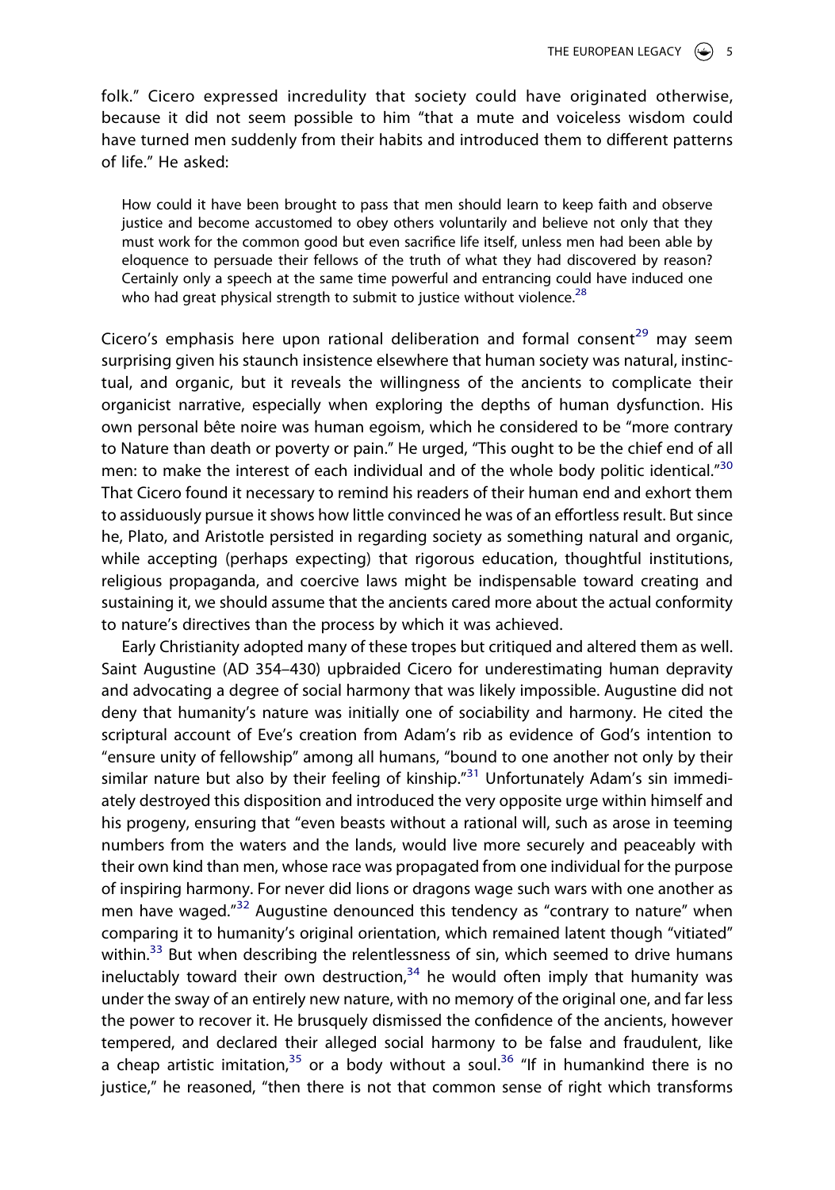folk." Cicero expressed incredulity that society could have originated otherwise, because it did not seem possible to him "that a mute and voiceless wisdom could have turned men suddenly from their habits and introduced them to different patterns of life." He asked:

> How could it have been brought to pass that men should learn to keep faith and observe justice and become accustomed to obey others voluntarily and believe not only that they must work for the common good but even sacrifice life itself, unless men had been able by eloquence to persuade their fellows of the truth of what they had discovered by reason? Certainly only a speech at the same time powerful and entrancing could have induced one who had great physical strength to submit to justice without violence.[28]

Cicero's emphasis here upon rational deliberation and formal consent[29] may seem surprising given his staunch insistence elsewhere that human society was natural, instinctual, and organic, but it reveals the willingness of the ancients to complicate their organicist narrative, especially when exploring the depths of human dysfunction. His own personal bête noire was human egoism, which he considered to be "more contrary to Nature than death or poverty or pain." He urged, "This ought to be the chief end of all men: to make the interest of each individual and of the whole body politic identical."[30] That Cicero found it necessary to remind his readers of their human end and exhort them to assiduously pursue it shows how little convinced he was of an effortless result. But since he, Plato, and Aristotle persisted in regarding society as something natural and organic, while accepting (perhaps expecting) that rigorous education, thoughtful institutions, religious propaganda, and coercive laws might be indispensable toward creating and sustaining it, we should assume that the ancients cared more about the actual conformity to nature's directives than the process by which it was achieved.

Early Christianity adopted many of these tropes but critiqued and altered them as well. Saint Augustine (AD 354–430) upbraided Cicero for underestimating human depravity and advocating a degree of social harmony that was likely impossible. Augustine did not deny that humanity's nature was initially one of sociability and harmony. He cited the scriptural account of Eve's creation from Adam's rib as evidence of God's intention to "ensure unity of fellowship" among all humans, "bound to one another not only by their similar nature but also by their feeling of kinship."[31] Unfortunately Adam's sin immediately destroyed this disposition and introduced the very opposite urge within himself and his progeny, ensuring that "even beasts without a rational will, such as arose in teeming numbers from the waters and the lands, would live more securely and peaceably with their own kind than men, whose race was propagated from one individual for the purpose of inspiring harmony. For never did lions or dragons wage such wars with one another as men have waged."[32] Augustine denounced this tendency as "contrary to nature" when comparing it to humanity's original orientation, which remained latent though "vitiated" within.[33] But when describing the relentlessness of sin, which seemed to drive humans ineluctably toward their own destruction,[34] he would often imply that humanity was under the sway of an entirely new nature, with no memory of the original one, and far less the power to recover it. He brusquely dismissed the confidence of the ancients, however tempered, and declared their alleged social harmony to be false and fraudulent, like a cheap artistic imitation,[35] or a body without a soul.[36] "If in humankind there is no justice," he reasoned, "then there is not that common sense of right which transforms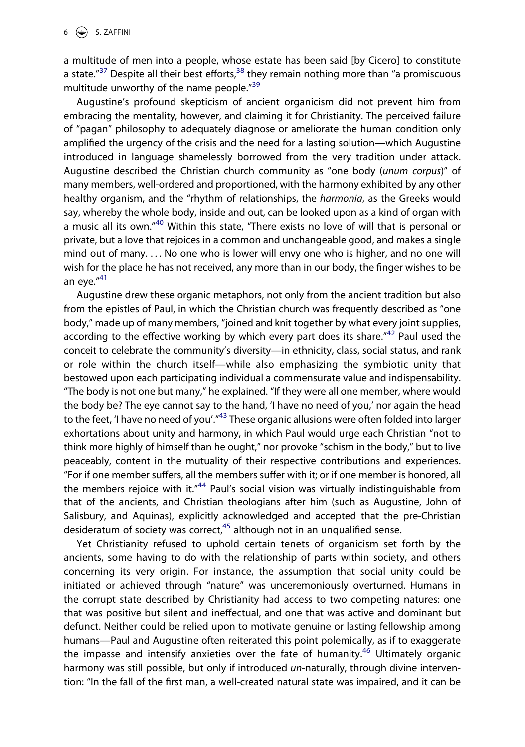a multitude of men into a people, whose estate has been said [by Cicero] to constitute a state."[37] Despite all their best efforts,[38] they remain nothing more than "a promiscuous multitude unworthy of the name people."[39]

Augustine's profound skepticism of ancient organicism did not prevent him from embracing the mentality, however, and claiming it for Christianity. The perceived failure of "pagan" philosophy to adequately diagnose or ameliorate the human condition only amplified the urgency of the crisis and the need for a lasting solution—which Augustine introduced in language shamelessly borrowed from the very tradition under attack. Augustine described the Christian church community as "one body (*unum corpus*)" of many members, well-ordered and proportioned, with the harmony exhibited by any other healthy organism, and the "rhythm of relationships, the *harmonia*, as the Greeks would say, whereby the whole body, inside and out, can be looked upon as a kind of organ with a music all its own."[40] Within this state, "There exists no love of will that is personal or private, but a love that rejoices in a common and unchangeable good, and makes a single mind out of many. ... No one who is lower will envy one who is higher, and no one will wish for the place he has not received, any more than in our body, the finger wishes to be an eye."[41]

Augustine drew these organic metaphors, not only from the ancient tradition but also from the epistles of Paul, in which the Christian church was frequently described as "one body," made up of many members, "joined and knit together by what every joint supplies, according to the effective working by which every part does its share."[42] Paul used the conceit to celebrate the community's diversity—in ethnicity, class, social status, and rank or role within the church itself—while also emphasizing the symbiotic unity that bestowed upon each participating individual a commensurate value and indispensability. "The body is not one but many," he explained. "If they were all one member, where would the body be? The eye cannot say to the hand, 'I have no need of you,' nor again the head to the feet, 'I have no need of you'."[43] These organic allusions were often folded into larger exhortations about unity and harmony, in which Paul would urge each Christian "not to think more highly of himself than he ought," nor provoke "schism in the body," but to live peaceably, content in the mutuality of their respective contributions and experiences. "For if one member suffers, all the members suffer with it; or if one member is honored, all the members rejoice with it."[44] Paul's social vision was virtually indistinguishable from that of the ancients, and Christian theologians after him (such as Augustine, John of Salisbury, and Aquinas), explicitly acknowledged and accepted that the pre-Christian desideratum of society was correct,[45] although not in an unqualified sense.

Yet Christianity refused to uphold certain tenets of organicism set forth by the ancients, some having to do with the relationship of parts within society, and others concerning its very origin. For instance, the assumption that social unity could be initiated or achieved through "nature" was unceremoniously overturned. Humans in the corrupt state described by Christianity had access to two competing natures: one that was positive but silent and ineffectual, and one that was active and dominant but defunct. Neither could be relied upon to motivate genuine or lasting fellowship among humans—Paul and Augustine often reiterated this point polemically, as if to exaggerate the impasse and intensify anxieties over the fate of humanity.[46] Ultimately organic harmony was still possible, but only if introduced *un*-naturally, through divine intervention: "In the fall of the first man, a well-created natural state was impaired, and it can be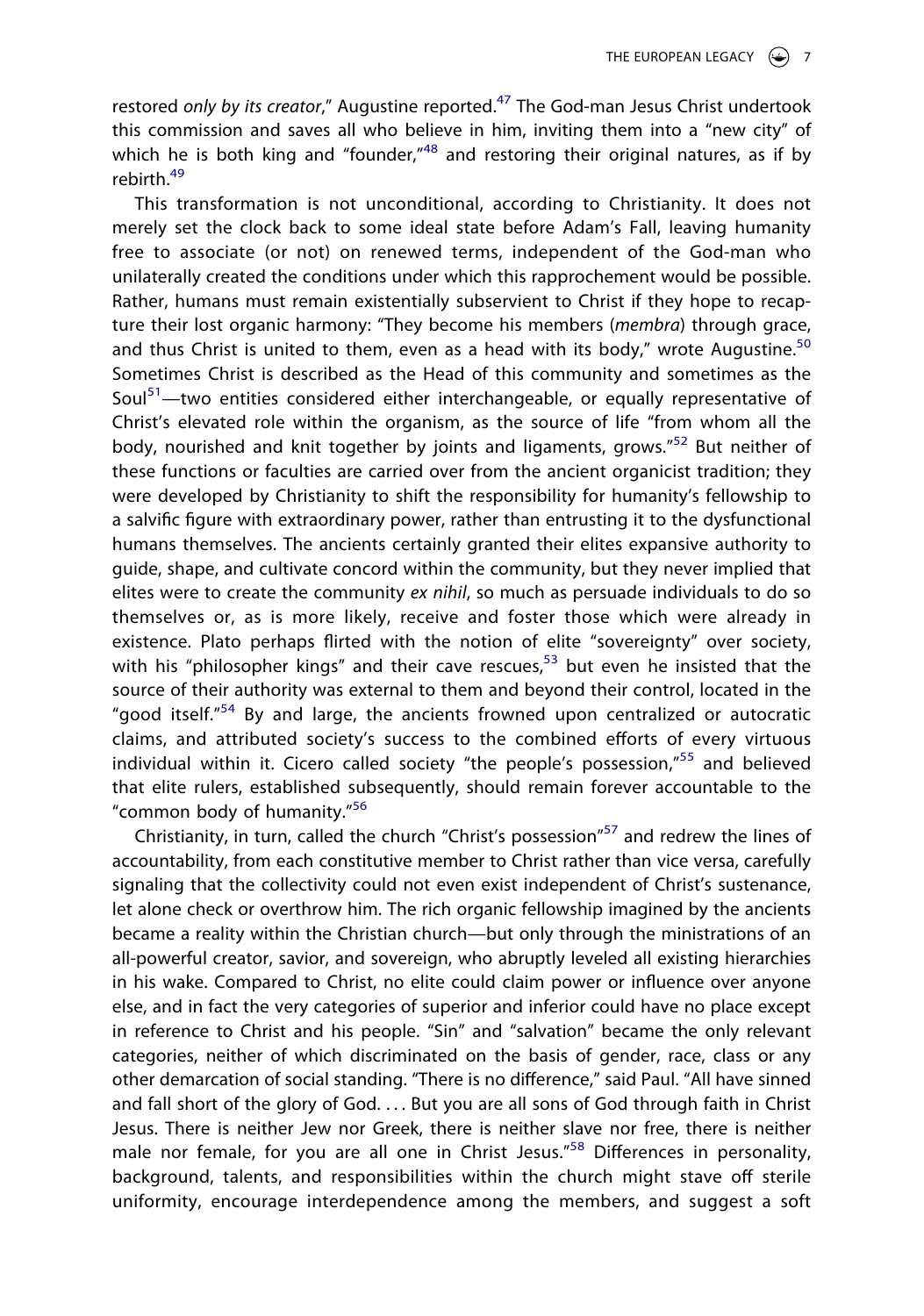restored *only by its creator*," Augustine reported.[47] The God-man Jesus Christ undertook this commission and saves all who believe in him, inviting them into a "new city" of which he is both king and "founder,"[48] and restoring their original natures, as if by rebirth.[49]

This transformation is not unconditional, according to Christianity. It does not merely set the clock back to some ideal state before Adam's Fall, leaving humanity free to associate (or not) on renewed terms, independent of the God-man who unilaterally created the conditions under which this rapprochement would be possible. Rather, humans must remain existentially subservient to Christ if they hope to recapture their lost organic harmony: "They become his members (*membra*) through grace, and thus Christ is united to them, even as a head with its body," wrote Augustine.[50] Sometimes Christ is described as the Head of this community and sometimes as the Soul[51]—two entities considered either interchangeable, or equally representative of Christ's elevated role within the organism, as the source of life "from whom all the body, nourished and knit together by joints and ligaments, grows."[52] But neither of these functions or faculties are carried over from the ancient organicist tradition; they were developed by Christianity to shift the responsibility for humanity's fellowship to a salvific figure with extraordinary power, rather than entrusting it to the dysfunctional humans themselves. The ancients certainly granted their elites expansive authority to guide, shape, and cultivate concord within the community, but they never implied that elites were to create the community *ex nihil*, so much as persuade individuals to do so themselves or, as is more likely, receive and foster those which were already in existence. Plato perhaps flirted with the notion of elite "sovereignty" over society, with his "philosopher kings" and their cave rescues,[53] but even he insisted that the source of their authority was external to them and beyond their control, located in the "good itself."[54] By and large, the ancients frowned upon centralized or autocratic claims, and attributed society's success to the combined efforts of every virtuous individual within it. Cicero called society "the people's possession,"[55] and believed that elite rulers, established subsequently, should remain forever accountable to the "common body of humanity."[56]

Christianity, in turn, called the church "Christ's possession"[57] and redrew the lines of accountability, from each constitutive member to Christ rather than vice versa, carefully signaling that the collectivity could not even exist independent of Christ's sustenance, let alone check or overthrow him. The rich organic fellowship imagined by the ancients became a reality within the Christian church—but only through the ministrations of an all-powerful creator, savior, and sovereign, who abruptly leveled all existing hierarchies in his wake. Compared to Christ, no elite could claim power or influence over anyone else, and in fact the very categories of superior and inferior could have no place except in reference to Christ and his people. "Sin" and "salvation" became the only relevant categories, neither of which discriminated on the basis of gender, race, class or any other demarcation of social standing. "There is no difference," said Paul. "All have sinned and fall short of the glory of God. . . . But you are all sons of God through faith in Christ Jesus. There is neither Jew nor Greek, there is neither slave nor free, there is neither male nor female, for you are all one in Christ Jesus."[58] Differences in personality, background, talents, and responsibilities within the church might stave off sterile uniformity, encourage interdependence among the members, and suggest a soft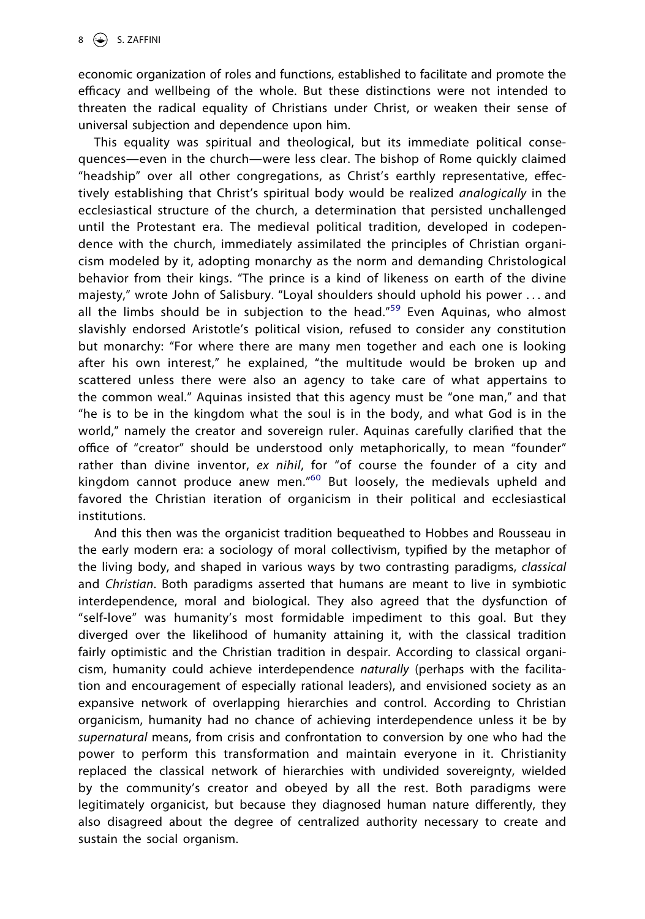economic organization of roles and functions, established to facilitate and promote the efficacy and wellbeing of the whole. But these distinctions were not intended to threaten the radical equality of Christians under Christ, or weaken their sense of universal subjection and dependence upon him.

This equality was spiritual and theological, but its immediate political consequences—even in the church—were less clear. The bishop of Rome quickly claimed "headship" over all other congregations, as Christ's earthly representative, effectively establishing that Christ's spiritual body would be realized *analogically* in the ecclesiastical structure of the church, a determination that persisted unchallenged until the Protestant era. The medieval political tradition, developed in codependence with the church, immediately assimilated the principles of Christian organicism modeled by it, adopting monarchy as the norm and demanding Christological behavior from their kings. "The prince is a kind of likeness on earth of the divine majesty," wrote John of Salisbury. "Loyal shoulders should uphold his power . . . and all the limbs should be in subjection to the head."[59] Even Aquinas, who almost slavishly endorsed Aristotle's political vision, refused to consider any constitution but monarchy: "For where there are many men together and each one is looking after his own interest," he explained, "the multitude would be broken up and scattered unless there were also an agency to take care of what appertains to the common weal." Aquinas insisted that this agency must be "one man," and that "he is to be in the kingdom what the soul is in the body, and what God is in the world," namely the creator and sovereign ruler. Aquinas carefully clarified that the office of "creator" should be understood only metaphorically, to mean "founder" rather than divine inventor, *ex nihil*, for "of course the founder of a city and kingdom cannot produce anew men."[60] But loosely, the medievals upheld and favored the Christian iteration of organicism in their political and ecclesiastical institutions.

And this then was the organicist tradition bequeathed to Hobbes and Rousseau in the early modern era: a sociology of moral collectivism, typified by the metaphor of the living body, and shaped in various ways by two contrasting paradigms, *classical* and *Christian*. Both paradigms asserted that humans are meant to live in symbiotic interdependence, moral and biological. They also agreed that the dysfunction of "self-love" was humanity's most formidable impediment to this goal. But they diverged over the likelihood of humanity attaining it, with the classical tradition fairly optimistic and the Christian tradition in despair. According to classical organicism, humanity could achieve interdependence *naturally* (perhaps with the facilitation and encouragement of especially rational leaders), and envisioned society as an expansive network of overlapping hierarchies and control. According to Christian organicism, humanity had no chance of achieving interdependence unless it be by *supernatural* means, from crisis and confrontation to conversion by one who had the power to perform this transformation and maintain everyone in it. Christianity replaced the classical network of hierarchies with undivided sovereignty, wielded by the community's creator and obeyed by all the rest. Both paradigms were legitimately organicist, but because they diagnosed human nature differently, they also disagreed about the degree of centralized authority necessary to create and sustain the social organism.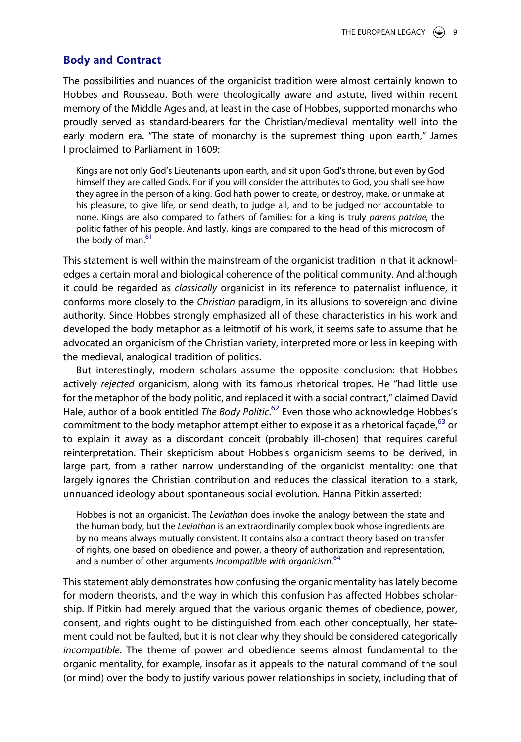## Body and Contract

The possibilities and nuances of the organicist tradition were almost certainly known to Hobbes and Rousseau. Both were theologically aware and astute, lived within recent memory of the Middle Ages and, at least in the case of Hobbes, supported monarchs who proudly served as standard-bearers for the Christian/medieval mentality well into the early modern era. "The state of monarchy is the supremest thing upon earth," James I proclaimed to Parliament in 1609:

> Kings are not only God's Lieutenants upon earth, and sit upon God's throne, but even by God himself they are called Gods. For if you will consider the attributes to God, you shall see how they agree in the person of a king. God hath power to create, or destroy, make, or unmake at his pleasure, to give life, or send death, to judge all, and to be judged nor accountable to none. Kings are also compared to fathers of families: for a king is truly *parens patriae*, the politic father of his people. And lastly, kings are compared to the head of this microcosm of the body of man.[61]

This statement is well within the mainstream of the organicist tradition in that it acknowledges a certain moral and biological coherence of the political community. And although it could be regarded as *classically* organicist in its reference to paternalist influence, it conforms more closely to the *Christian* paradigm, in its allusions to sovereign and divine authority. Since Hobbes strongly emphasized all of these characteristics in his work and developed the body metaphor as a leitmotif of his work, it seems safe to assume that he advocated an organicism of the Christian variety, interpreted more or less in keeping with the medieval, analogical tradition of politics.

But interestingly, modern scholars assume the opposite conclusion: that Hobbes actively *rejected* organicism, along with its famous rhetorical tropes. He "had little use for the metaphor of the body politic, and replaced it with a social contract," claimed David Hale, author of a book entitled *The Body Politic*.[62] Even those who acknowledge Hobbes's commitment to the body metaphor attempt either to expose it as a rhetorical façade,[63] or to explain it away as a discordant conceit (probably ill-chosen) that requires careful reinterpretation. Their skepticism about Hobbes's organicism seems to be derived, in large part, from a rather narrow understanding of the organicist mentality: one that largely ignores the Christian contribution and reduces the classical iteration to a stark, unnuanced ideology about spontaneous social evolution. Hanna Pitkin asserted:

> Hobbes is not an organicist. The *Leviathan* does invoke the analogy between the state and the human body, but the *Leviathan* is an extraordinarily complex book whose ingredients are by no means always mutually consistent. It contains also a contract theory based on transfer of rights, one based on obedience and power, a theory of authorization and representation, and a number of other arguments *incompatible with organicism*.[64]

This statement ably demonstrates how confusing the organic mentality has lately become for modern theorists, and the way in which this confusion has affected Hobbes scholarship. If Pitkin had merely argued that the various organic themes of obedience, power, consent, and rights ought to be distinguished from each other conceptually, her statement could not be faulted, but it is not clear why they should be considered categorically *incompatible*. The theme of power and obedience seems almost fundamental to the organic mentality, for example, insofar as it appeals to the natural command of the soul (or mind) over the body to justify various power relationships in society, including that of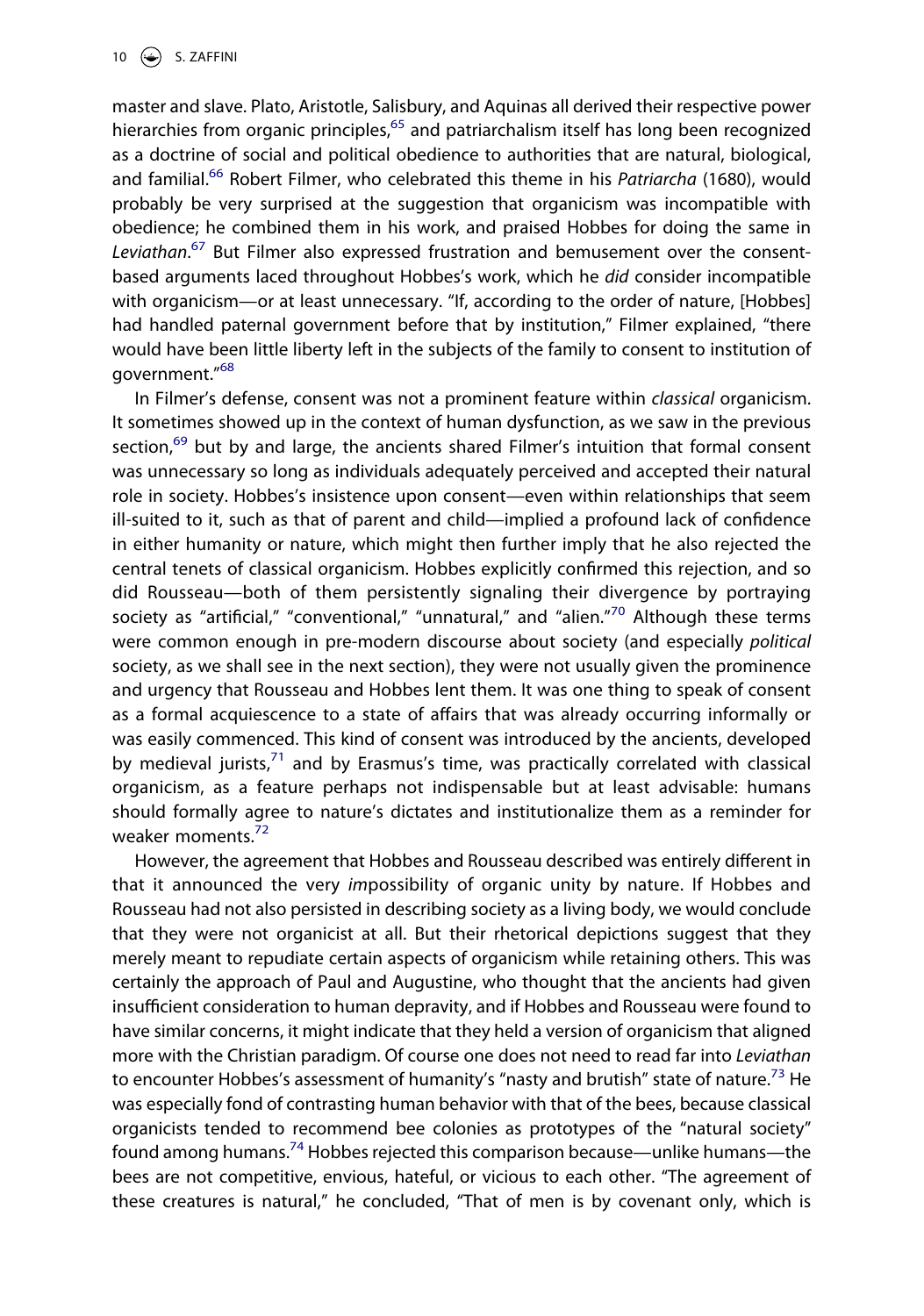master and slave. Plato, Aristotle, Salisbury, and Aquinas all derived their respective power hierarchies from organic principles,[65] and patriarchalism itself has long been recognized as a doctrine of social and political obedience to authorities that are natural, biological, and familial.[66] Robert Filmer, who celebrated this theme in his *Patriarcha* (1680), would probably be very surprised at the suggestion that organicism was incompatible with obedience; he combined them in his work, and praised Hobbes for doing the same in *Leviathan*.[67] But Filmer also expressed frustration and bemusement over the consent-based arguments laced throughout Hobbes's work, which he *did* consider incompatible with organicism—or at least unnecessary. "If, according to the order of nature, [Hobbes] had handled paternal government before that by institution," Filmer explained, "there would have been little liberty left in the subjects of the family to consent to institution of government."[68]

In Filmer's defense, consent was not a prominent feature within *classical* organicism. It sometimes showed up in the context of human dysfunction, as we saw in the previous section,[69] but by and large, the ancients shared Filmer's intuition that formal consent was unnecessary so long as individuals adequately perceived and accepted their natural role in society. Hobbes's insistence upon consent—even within relationships that seem ill-suited to it, such as that of parent and child—implied a profound lack of confidence in either humanity or nature, which might then further imply that he also rejected the central tenets of classical organicism. Hobbes explicitly confirmed this rejection, and so did Rousseau—both of them persistently signaling their divergence by portraying society as "artificial," "conventional," "unnatural," and "alien."[70] Although these terms were common enough in pre-modern discourse about society (and especially *political* society, as we shall see in the next section), they were not usually given the prominence and urgency that Rousseau and Hobbes lent them. It was one thing to speak of consent as a formal acquiescence to a state of affairs that was already occurring informally or was easily commenced. This kind of consent was introduced by the ancients, developed by medieval jurists,[71] and by Erasmus's time, was practically correlated with classical organicism, as a feature perhaps not indispensable but at least advisable: humans should formally agree to nature's dictates and institutionalize them as a reminder for weaker moments.[72]

However, the agreement that Hobbes and Rousseau described was entirely different in that it announced the very *im*possibility of organic unity by nature. If Hobbes and Rousseau had not also persisted in describing society as a living body, we would conclude that they were not organicist at all. But their rhetorical depictions suggest that they merely meant to repudiate certain aspects of organicism while retaining others. This was certainly the approach of Paul and Augustine, who thought that the ancients had given insufficient consideration to human depravity, and if Hobbes and Rousseau were found to have similar concerns, it might indicate that they held a version of organicism that aligned more with the Christian paradigm. Of course one does not need to read far into *Leviathan* to encounter Hobbes's assessment of humanity's "nasty and brutish" state of nature.[73] He was especially fond of contrasting human behavior with that of the bees, because classical organicists tended to recommend bee colonies as prototypes of the "natural society" found among humans.[74] Hobbes rejected this comparison because—unlike humans—the bees are not competitive, envious, hateful, or vicious to each other. "The agreement of these creatures is natural," he concluded, "That of men is by covenant only, which is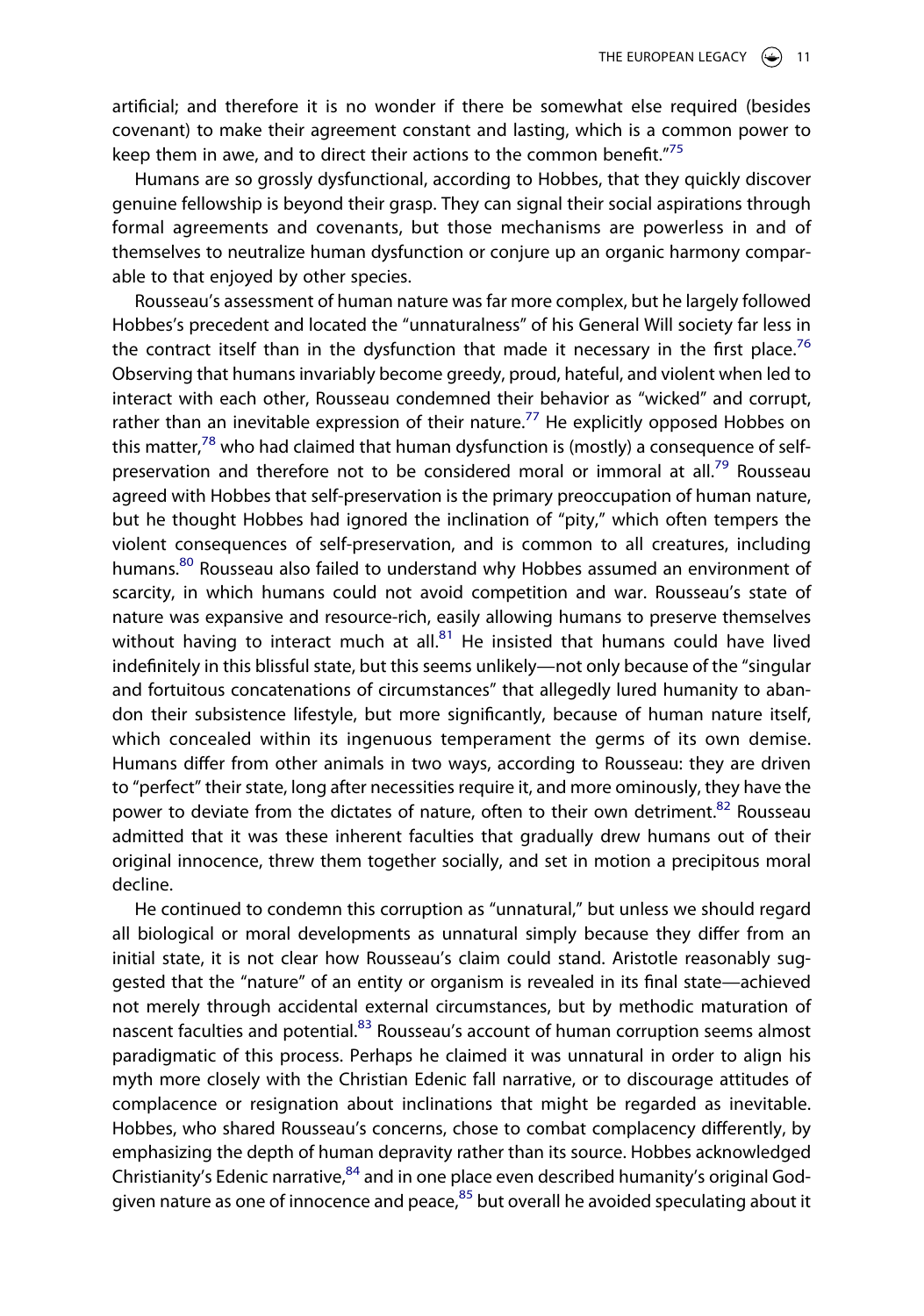artificial; and therefore it is no wonder if there be somewhat else required (besides covenant) to make their agreement constant and lasting, which is a common power to keep them in awe, and to direct their actions to the common benefit."[75]

Humans are so grossly dysfunctional, according to Hobbes, that they quickly discover genuine fellowship is beyond their grasp. They can signal their social aspirations through formal agreements and covenants, but those mechanisms are powerless in and of themselves to neutralize human dysfunction or conjure up an organic harmony comparable to that enjoyed by other species.

Rousseau's assessment of human nature was far more complex, but he largely followed Hobbes's precedent and located the "unnaturalness" of his General Will society far less in the contract itself than in the dysfunction that made it necessary in the first place.[76] Observing that humans invariably become greedy, proud, hateful, and violent when led to interact with each other, Rousseau condemned their behavior as "wicked" and corrupt, rather than an inevitable expression of their nature.[77] He explicitly opposed Hobbes on this matter,[78] who had claimed that human dysfunction is (mostly) a consequence of self-preservation and therefore not to be considered moral or immoral at all.[79] Rousseau agreed with Hobbes that self-preservation is the primary preoccupation of human nature, but he thought Hobbes had ignored the inclination of "pity," which often tempers the violent consequences of self-preservation, and is common to all creatures, including humans.[80] Rousseau also failed to understand why Hobbes assumed an environment of scarcity, in which humans could not avoid competition and war. Rousseau's state of nature was expansive and resource-rich, easily allowing humans to preserve themselves without having to interact much at all.[81] He insisted that humans could have lived indefinitely in this blissful state, but this seems unlikely—not only because of the "singular and fortuitous concatenations of circumstances" that allegedly lured humanity to abandon their subsistence lifestyle, but more significantly, because of human nature itself, which concealed within its ingenuous temperament the germs of its own demise. Humans differ from other animals in two ways, according to Rousseau: they are driven to "perfect" their state, long after necessities require it, and more ominously, they have the power to deviate from the dictates of nature, often to their own detriment.[82] Rousseau admitted that it was these inherent faculties that gradually drew humans out of their original innocence, threw them together socially, and set in motion a precipitous moral decline.

He continued to condemn this corruption as "unnatural," but unless we should regard all biological or moral developments as unnatural simply because they differ from an initial state, it is not clear how Rousseau's claim could stand. Aristotle reasonably suggested that the "nature" of an entity or organism is revealed in its final state—achieved not merely through accidental external circumstances, but by methodic maturation of nascent faculties and potential.[83] Rousseau's account of human corruption seems almost paradigmatic of this process. Perhaps he claimed it was unnatural in order to align his myth more closely with the Christian Edenic fall narrative, or to discourage attitudes of complacence or resignation about inclinations that might be regarded as inevitable. Hobbes, who shared Rousseau's concerns, chose to combat complacency differently, by emphasizing the depth of human depravity rather than its source. Hobbes acknowledged Christianity's Edenic narrative,[84] and in one place even described humanity's original God-given nature as one of innocence and peace,[85] but overall he avoided speculating about it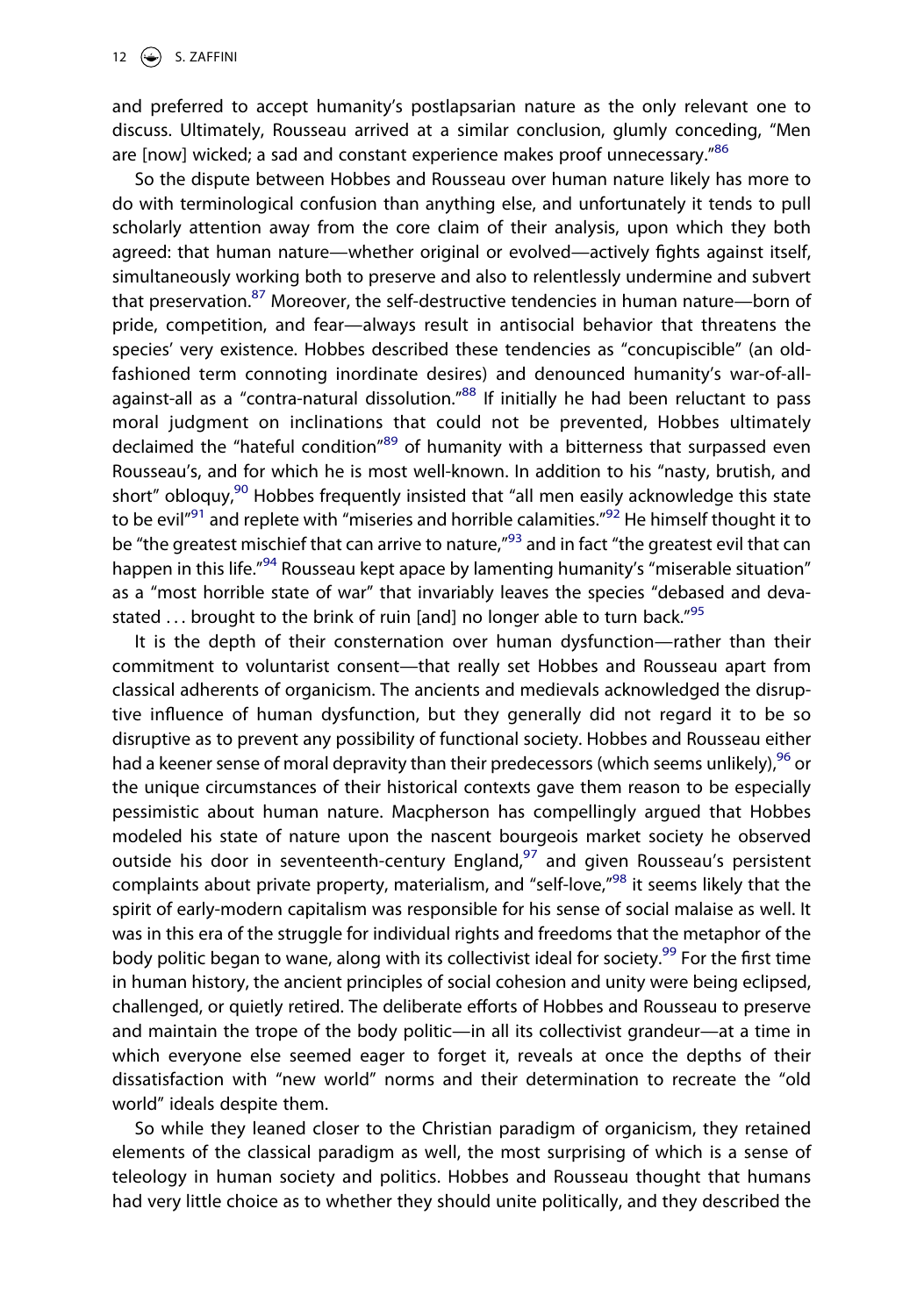and preferred to accept humanity's postlapsarian nature as the only relevant one to discuss. Ultimately, Rousseau arrived at a similar conclusion, glumly conceding, "Men are [now] wicked; a sad and constant experience makes proof unnecessary."[86]

So the dispute between Hobbes and Rousseau over human nature likely has more to do with terminological confusion than anything else, and unfortunately it tends to pull scholarly attention away from the core claim of their analysis, upon which they both agreed: that human nature—whether original or evolved—actively fights against itself, simultaneously working both to preserve and also to relentlessly undermine and subvert that preservation.[87] Moreover, the self-destructive tendencies in human nature—born of pride, competition, and fear—always result in antisocial behavior that threatens the species' very existence. Hobbes described these tendencies as "concupiscible" (an old-fashioned term connoting inordinate desires) and denounced humanity's war-of-all-against-all as a "contra-natural dissolution."[88] If initially he had been reluctant to pass moral judgment on inclinations that could not be prevented, Hobbes ultimately declaimed the "hateful condition"[89] of humanity with a bitterness that surpassed even Rousseau's, and for which he is most well-known. In addition to his "nasty, brutish, and short" obloquy,[90] Hobbes frequently insisted that "all men easily acknowledge this state to be evil"[91] and replete with "miseries and horrible calamities."[92] He himself thought it to be "the greatest mischief that can arrive to nature,"[93] and in fact "the greatest evil that can happen in this life."[94] Rousseau kept apace by lamenting humanity's "miserable situation" as a "most horrible state of war" that invariably leaves the species "debased and devastated … brought to the brink of ruin [and] no longer able to turn back."[95]

It is the depth of their consternation over human dysfunction—rather than their commitment to voluntarist consent—that really set Hobbes and Rousseau apart from classical adherents of organicism. The ancients and medievals acknowledged the disruptive influence of human dysfunction, but they generally did not regard it to be so disruptive as to prevent any possibility of functional society. Hobbes and Rousseau either had a keener sense of moral depravity than their predecessors (which seems unlikely),[96] or the unique circumstances of their historical contexts gave them reason to be especially pessimistic about human nature. Macpherson has compellingly argued that Hobbes modeled his state of nature upon the nascent bourgeois market society he observed outside his door in seventeenth-century England,[97] and given Rousseau's persistent complaints about private property, materialism, and "self-love,"[98] it seems likely that the spirit of early-modern capitalism was responsible for his sense of social malaise as well. It was in this era of the struggle for individual rights and freedoms that the metaphor of the body politic began to wane, along with its collectivist ideal for society.[99] For the first time in human history, the ancient principles of social cohesion and unity were being eclipsed, challenged, or quietly retired. The deliberate efforts of Hobbes and Rousseau to preserve and maintain the trope of the body politic—in all its collectivist grandeur—at a time in which everyone else seemed eager to forget it, reveals at once the depths of their dissatisfaction with "new world" norms and their determination to recreate the "old world" ideals despite them.

So while they leaned closer to the Christian paradigm of organicism, they retained elements of the classical paradigm as well, the most surprising of which is a sense of teleology in human society and politics. Hobbes and Rousseau thought that humans had very little choice as to whether they should unite politically, and they described the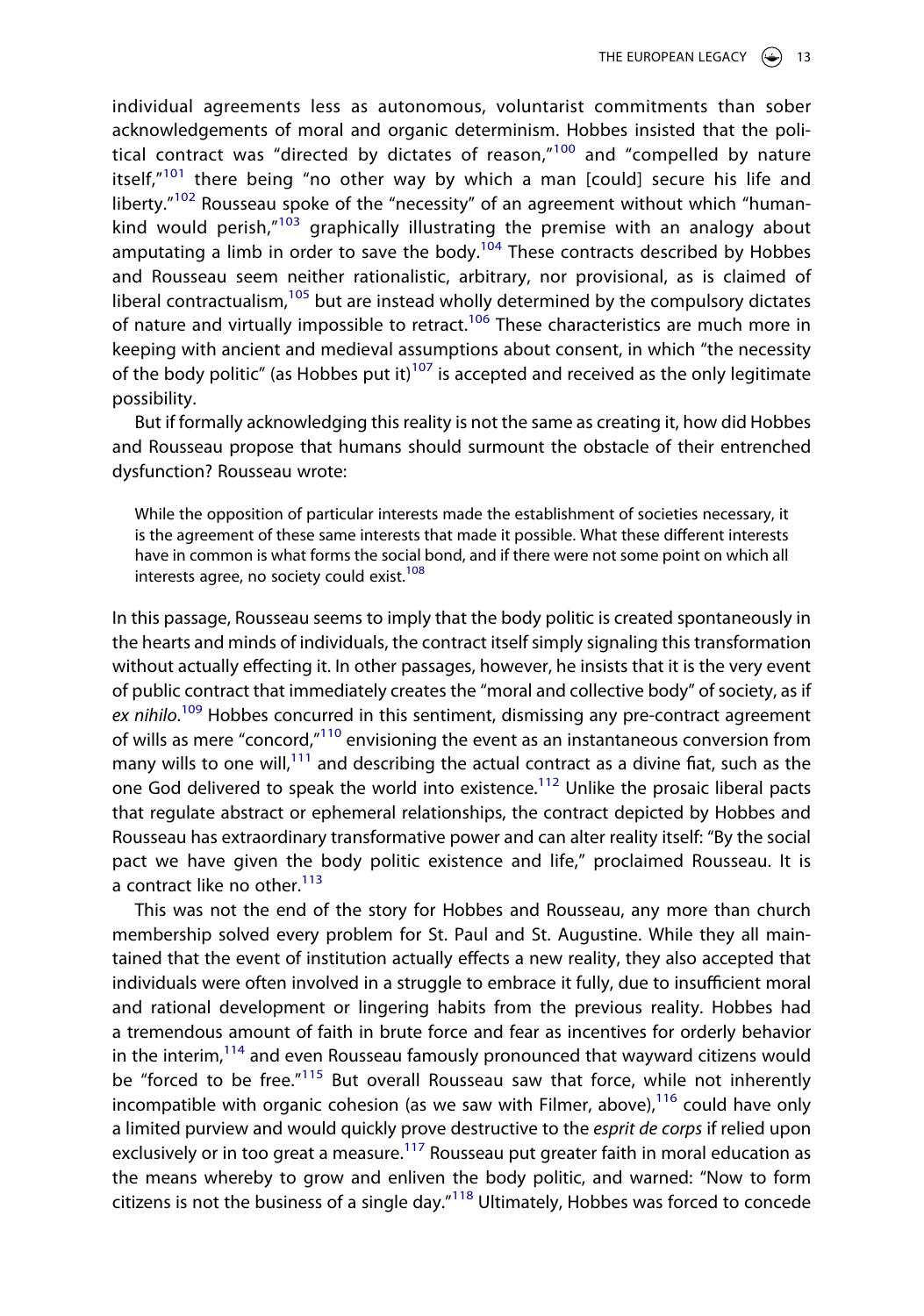individual agreements less as autonomous, voluntarist commitments than sober acknowledgements of moral and organic determinism. Hobbes insisted that the political contract was "directed by dictates of reason,"[100] and "compelled by nature itself,"[101] there being "no other way by which a man [could] secure his life and liberty."[102] Rousseau spoke of the "necessity" of an agreement without which "humankind would perish,"[103] graphically illustrating the premise with an analogy about amputating a limb in order to save the body.[104] These contracts described by Hobbes and Rousseau seem neither rationalistic, arbitrary, nor provisional, as is claimed of liberal contractualism,[105] but are instead wholly determined by the compulsory dictates of nature and virtually impossible to retract.[106] These characteristics are much more in keeping with ancient and medieval assumptions about consent, in which "the necessity of the body politic" (as Hobbes put it)[107] is accepted and received as the only legitimate possibility.

But if formally acknowledging this reality is not the same as creating it, how did Hobbes and Rousseau propose that humans should surmount the obstacle of their entrenched dysfunction? Rousseau wrote:

> While the opposition of particular interests made the establishment of societies necessary, it is the agreement of these same interests that made it possible. What these different interests have in common is what forms the social bond, and if there were not some point on which all interests agree, no society could exist.[108]

In this passage, Rousseau seems to imply that the body politic is created spontaneously in the hearts and minds of individuals, the contract itself simply signaling this transformation without actually effecting it. In other passages, however, he insists that it is the very event of public contract that immediately creates the "moral and collective body" of society, as if *ex nihilo*.[109] Hobbes concurred in this sentiment, dismissing any pre-contract agreement of wills as mere "concord,"[110] envisioning the event as an instantaneous conversion from many wills to one will,[111] and describing the actual contract as a divine fiat, such as the one God delivered to speak the world into existence.[112] Unlike the prosaic liberal pacts that regulate abstract or ephemeral relationships, the contract depicted by Hobbes and Rousseau has extraordinary transformative power and can alter reality itself: "By the social pact we have given the body politic existence and life," proclaimed Rousseau. It is a contract like no other.[113]

This was not the end of the story for Hobbes and Rousseau, any more than church membership solved every problem for St. Paul and St. Augustine. While they all maintained that the event of institution actually effects a new reality, they also accepted that individuals were often involved in a struggle to embrace it fully, due to insufficient moral and rational development or lingering habits from the previous reality. Hobbes had a tremendous amount of faith in brute force and fear as incentives for orderly behavior in the interim,[114] and even Rousseau famously pronounced that wayward citizens would be "forced to be free."[115] But overall Rousseau saw that force, while not inherently incompatible with organic cohesion (as we saw with Filmer, above),[116] could have only a limited purview and would quickly prove destructive to the *esprit de corps* if relied upon exclusively or in too great a measure.[117] Rousseau put greater faith in moral education as the means whereby to grow and enliven the body politic, and warned: "Now to form citizens is not the business of a single day."[118] Ultimately, Hobbes was forced to concede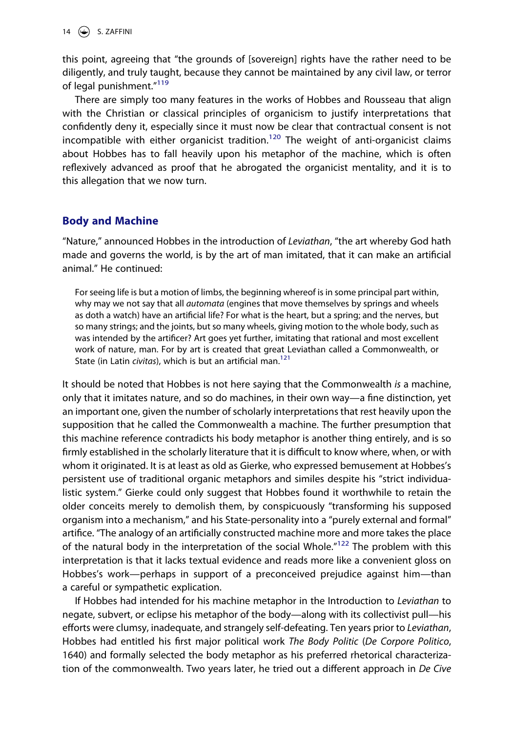this point, agreeing that "the grounds of [sovereign] rights have the rather need to be diligently, and truly taught, because they cannot be maintained by any civil law, or terror of legal punishment."[119]

There are simply too many features in the works of Hobbes and Rousseau that align with the Christian or classical principles of organicism to justify interpretations that confidently deny it, especially since it must now be clear that contractual consent is not incompatible with either organicist tradition.[120] The weight of anti-organicist claims about Hobbes has to fall heavily upon his metaphor of the machine, which is often reflexively advanced as proof that he abrogated the organicist mentality, and it is to this allegation that we now turn.

## Body and Machine

"Nature," announced Hobbes in the introduction of *Leviathan*, "the art whereby God hath made and governs the world, is by the art of man imitated, that it can make an artificial animal." He continued:

> For seeing life is but a motion of limbs, the beginning whereof is in some principal part within, why may we not say that all *automata* (engines that move themselves by springs and wheels as doth a watch) have an artificial life? For what is the heart, but a spring; and the nerves, but so many strings; and the joints, but so many wheels, giving motion to the whole body, such as was intended by the artificer? Art goes yet further, imitating that rational and most excellent work of nature, man. For by art is created that great Leviathan called a Commonwealth, or State (in Latin *civitas*), which is but an artificial man.[121]

It should be noted that Hobbes is not here saying that the Commonwealth *is* a machine, only that it imitates nature, and so do machines, in their own way—a fine distinction, yet an important one, given the number of scholarly interpretations that rest heavily upon the supposition that he called the Commonwealth a machine. The further presumption that this machine reference contradicts his body metaphor is another thing entirely, and is so firmly established in the scholarly literature that it is difficult to know where, when, or with whom it originated. It is at least as old as Gierke, who expressed bemusement at Hobbes's persistent use of traditional organic metaphors and similes despite his "strict individualistic system." Gierke could only suggest that Hobbes found it worthwhile to retain the older conceits merely to demolish them, by conspicuously "transforming his supposed organism into a mechanism," and his State-personality into a "purely external and formal" artifice. "The analogy of an artificially constructed machine more and more takes the place of the natural body in the interpretation of the social Whole."[122] The problem with this interpretation is that it lacks textual evidence and reads more like a convenient gloss on Hobbes's work—perhaps in support of a preconceived prejudice against him—than a careful or sympathetic explication.

If Hobbes had intended for his machine metaphor in the Introduction to *Leviathan* to negate, subvert, or eclipse his metaphor of the body—along with its collectivist pull—his efforts were clumsy, inadequate, and strangely self-defeating. Ten years prior to *Leviathan*, Hobbes had entitled his first major political work *The Body Politic* (*De Corpore Politico*, 1640) and formally selected the body metaphor as his preferred rhetorical characterization of the commonwealth. Two years later, he tried out a different approach in *De Cive*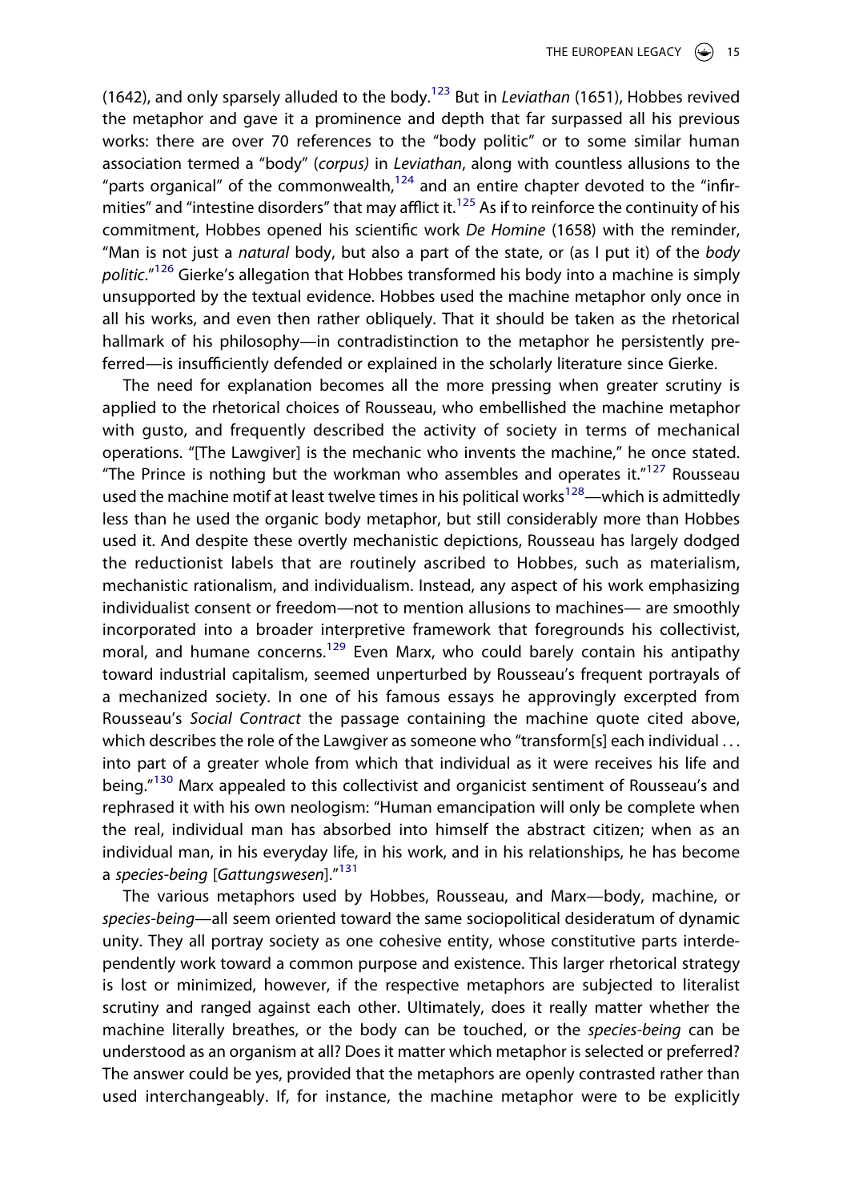(1642), and only sparsely alluded to the body.[123] But in *Leviathan* (1651), Hobbes revived the metaphor and gave it a prominence and depth that far surpassed all his previous works: there are over 70 references to the "body politic" or to some similar human association termed a "body" (*corpus)* in *Leviathan*, along with countless allusions to the "parts organical" of the commonwealth,[124] and an entire chapter devoted to the "infirmities" and "intestine disorders" that may afflict it.[125] As if to reinforce the continuity of his commitment, Hobbes opened his scientific work *De Homine* (1658) with the reminder, "Man is not just a *natural* body, but also a part of the state, or (as I put it) of the *body politic*."[126] Gierke's allegation that Hobbes transformed his body into a machine is simply unsupported by the textual evidence. Hobbes used the machine metaphor only once in all his works, and even then rather obliquely. That it should be taken as the rhetorical hallmark of his philosophy—in contradistinction to the metaphor he persistently preferred—is insufficiently defended or explained in the scholarly literature since Gierke.

The need for explanation becomes all the more pressing when greater scrutiny is applied to the rhetorical choices of Rousseau, who embellished the machine metaphor with gusto, and frequently described the activity of society in terms of mechanical operations. "[The Lawgiver] is the mechanic who invents the machine," he once stated. "The Prince is nothing but the workman who assembles and operates it."[127] Rousseau used the machine motif at least twelve times in his political works[128]—which is admittedly less than he used the organic body metaphor, but still considerably more than Hobbes used it. And despite these overtly mechanistic depictions, Rousseau has largely dodged the reductionist labels that are routinely ascribed to Hobbes, such as materialism, mechanistic rationalism, and individualism. Instead, any aspect of his work emphasizing individualist consent or freedom—not to mention allusions to machines— are smoothly incorporated into a broader interpretive framework that foregrounds his collectivist, moral, and humane concerns.[129] Even Marx, who could barely contain his antipathy toward industrial capitalism, seemed unperturbed by Rousseau's frequent portrayals of a mechanized society. In one of his famous essays he approvingly excerpted from Rousseau's *Social Contract* the passage containing the machine quote cited above, which describes the role of the Lawgiver as someone who "transform[s] each individual … into part of a greater whole from which that individual as it were receives his life and being."[130] Marx appealed to this collectivist and organicist sentiment of Rousseau's and rephrased it with his own neologism: "Human emancipation will only be complete when the real, individual man has absorbed into himself the abstract citizen; when as an individual man, in his everyday life, in his work, and in his relationships, he has become a *species-being* [*Gattungswesen*]."[131]

The various metaphors used by Hobbes, Rousseau, and Marx—body, machine, or *species-being*—all seem oriented toward the same sociopolitical desideratum of dynamic unity. They all portray society as one cohesive entity, whose constitutive parts interdependently work toward a common purpose and existence. This larger rhetorical strategy is lost or minimized, however, if the respective metaphors are subjected to literalist scrutiny and ranged against each other. Ultimately, does it really matter whether the machine literally breathes, or the body can be touched, or the *species-being* can be understood as an organism at all? Does it matter which metaphor is selected or preferred? The answer could be yes, provided that the metaphors are openly contrasted rather than used interchangeably. If, for instance, the machine metaphor were to be explicitly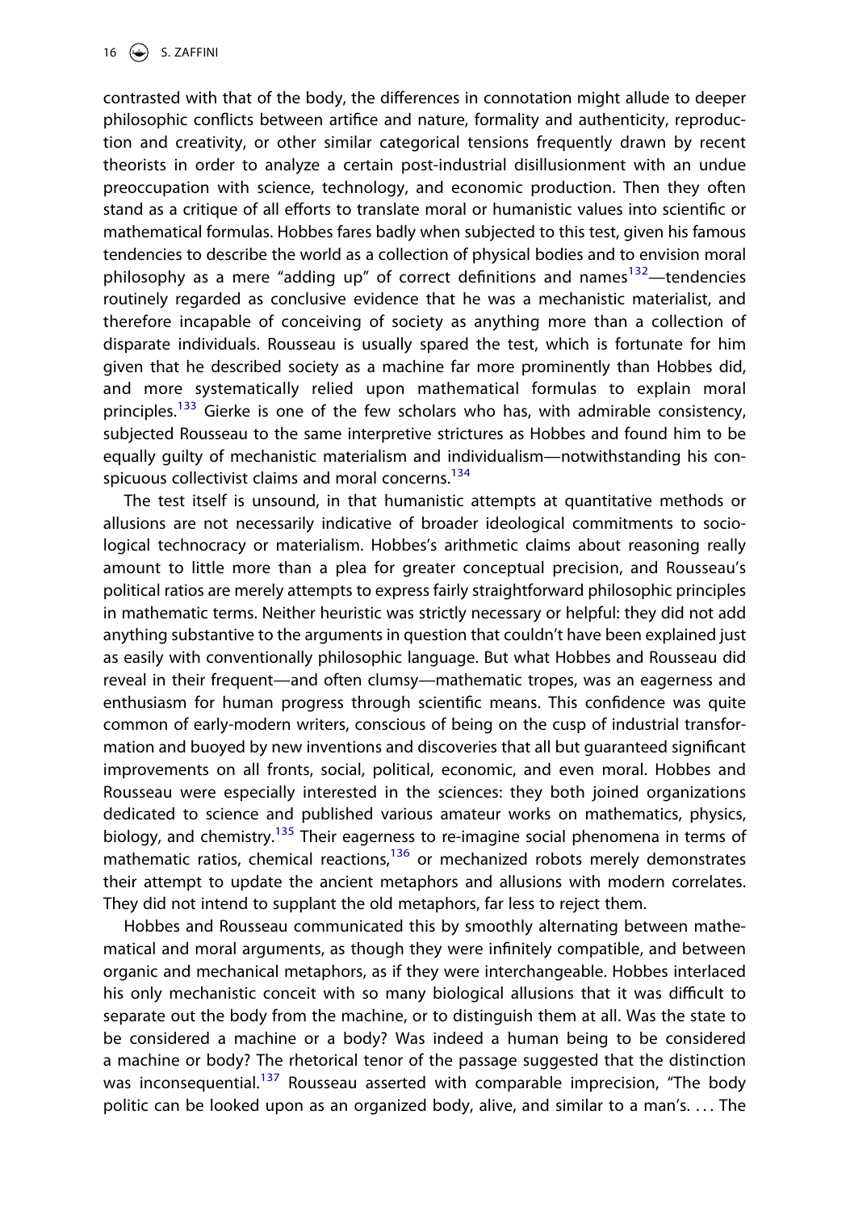contrasted with that of the body, the differences in connotation might allude to deeper philosophic conflicts between artifice and nature, formality and authenticity, reproduction and creativity, or other similar categorical tensions frequently drawn by recent theorists in order to analyze a certain post-industrial disillusionment with an undue preoccupation with science, technology, and economic production. Then they often stand as a critique of all efforts to translate moral or humanistic values into scientific or mathematical formulas. Hobbes fares badly when subjected to this test, given his famous tendencies to describe the world as a collection of physical bodies and to envision moral philosophy as a mere "adding up" of correct definitions and names[132]—tendencies routinely regarded as conclusive evidence that he was a mechanistic materialist, and therefore incapable of conceiving of society as anything more than a collection of disparate individuals. Rousseau is usually spared the test, which is fortunate for him given that he described society as a machine far more prominently than Hobbes did, and more systematically relied upon mathematical formulas to explain moral principles.[133] Gierke is one of the few scholars who has, with admirable consistency, subjected Rousseau to the same interpretive strictures as Hobbes and found him to be equally guilty of mechanistic materialism and individualism—notwithstanding his conspicuous collectivist claims and moral concerns.[134]

The test itself is unsound, in that humanistic attempts at quantitative methods or allusions are not necessarily indicative of broader ideological commitments to sociological technocracy or materialism. Hobbes's arithmetic claims about reasoning really amount to little more than a plea for greater conceptual precision, and Rousseau's political ratios are merely attempts to express fairly straightforward philosophic principles in mathematic terms. Neither heuristic was strictly necessary or helpful: they did not add anything substantive to the arguments in question that couldn't have been explained just as easily with conventionally philosophic language. But what Hobbes and Rousseau did reveal in their frequent—and often clumsy—mathematic tropes, was an eagerness and enthusiasm for human progress through scientific means. This confidence was quite common of early-modern writers, conscious of being on the cusp of industrial transformation and buoyed by new inventions and discoveries that all but guaranteed significant improvements on all fronts, social, political, economic, and even moral. Hobbes and Rousseau were especially interested in the sciences: they both joined organizations dedicated to science and published various amateur works on mathematics, physics, biology, and chemistry.[135] Their eagerness to re-imagine social phenomena in terms of mathematic ratios, chemical reactions,[136] or mechanized robots merely demonstrates their attempt to update the ancient metaphors and allusions with modern correlates. They did not intend to supplant the old metaphors, far less to reject them.

Hobbes and Rousseau communicated this by smoothly alternating between mathematical and moral arguments, as though they were infinitely compatible, and between organic and mechanical metaphors, as if they were interchangeable. Hobbes interlaced his only mechanistic conceit with so many biological allusions that it was difficult to separate out the body from the machine, or to distinguish them at all. Was the state to be considered a machine or a body? Was indeed a human being to be considered a machine or body? The rhetorical tenor of the passage suggested that the distinction was inconsequential.[137] Rousseau asserted with comparable imprecision, "The body politic can be looked upon as an organized body, alive, and similar to a man's. . . . The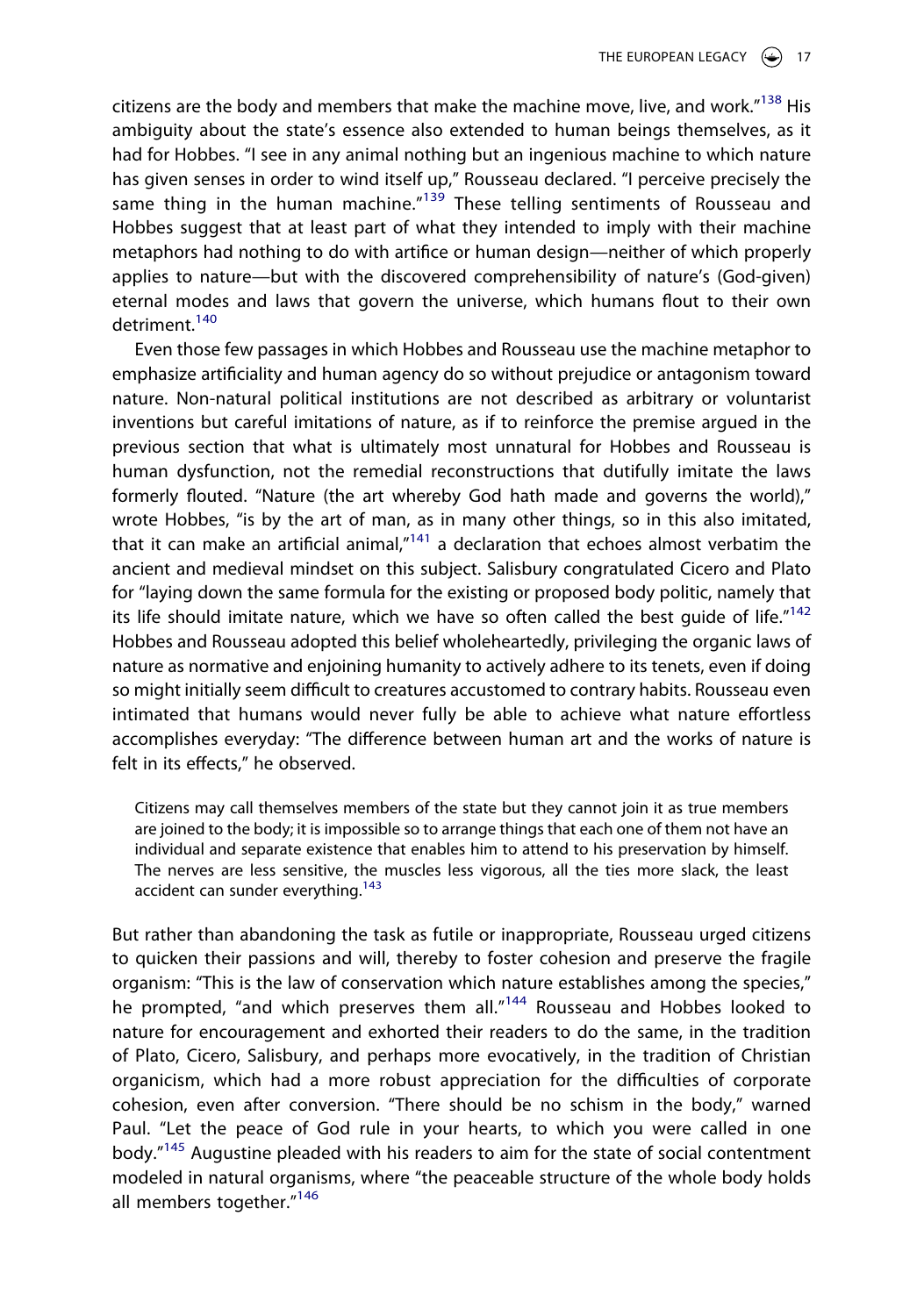citizens are the body and members that make the machine move, live, and work."[138] His ambiguity about the state's essence also extended to human beings themselves, as it had for Hobbes. "I see in any animal nothing but an ingenious machine to which nature has given senses in order to wind itself up," Rousseau declared. "I perceive precisely the same thing in the human machine."[139] These telling sentiments of Rousseau and Hobbes suggest that at least part of what they intended to imply with their machine metaphors had nothing to do with artifice or human design—neither of which properly applies to nature—but with the discovered comprehensibility of nature's (God-given) eternal modes and laws that govern the universe, which humans flout to their own detriment.[140]

Even those few passages in which Hobbes and Rousseau use the machine metaphor to emphasize artificiality and human agency do so without prejudice or antagonism toward nature. Non-natural political institutions are not described as arbitrary or voluntarist inventions but careful imitations of nature, as if to reinforce the premise argued in the previous section that what is ultimately most unnatural for Hobbes and Rousseau is human dysfunction, not the remedial reconstructions that dutifully imitate the laws formerly flouted. "Nature (the art whereby God hath made and governs the world)," wrote Hobbes, "is by the art of man, as in many other things, so in this also imitated, that it can make an artificial animal,"[141] a declaration that echoes almost verbatim the ancient and medieval mindset on this subject. Salisbury congratulated Cicero and Plato for "laying down the same formula for the existing or proposed body politic, namely that its life should imitate nature, which we have so often called the best guide of life."[142] Hobbes and Rousseau adopted this belief wholeheartedly, privileging the organic laws of nature as normative and enjoining humanity to actively adhere to its tenets, even if doing so might initially seem difficult to creatures accustomed to contrary habits. Rousseau even intimated that humans would never fully be able to achieve what nature effortless accomplishes everyday: "The difference between human art and the works of nature is felt in its effects," he observed.

> Citizens may call themselves members of the state but they cannot join it as true members are joined to the body; it is impossible so to arrange things that each one of them not have an individual and separate existence that enables him to attend to his preservation by himself. The nerves are less sensitive, the muscles less vigorous, all the ties more slack, the least accident can sunder everything.[143]

But rather than abandoning the task as futile or inappropriate, Rousseau urged citizens to quicken their passions and will, thereby to foster cohesion and preserve the fragile organism: "This is the law of conservation which nature establishes among the species," he prompted, "and which preserves them all."[144] Rousseau and Hobbes looked to nature for encouragement and exhorted their readers to do the same, in the tradition of Plato, Cicero, Salisbury, and perhaps more evocatively, in the tradition of Christian organicism, which had a more robust appreciation for the difficulties of corporate cohesion, even after conversion. "There should be no schism in the body," warned Paul. "Let the peace of God rule in your hearts, to which you were called in one body."[145] Augustine pleaded with his readers to aim for the state of social contentment modeled in natural organisms, where "the peaceable structure of the whole body holds all members together."[146]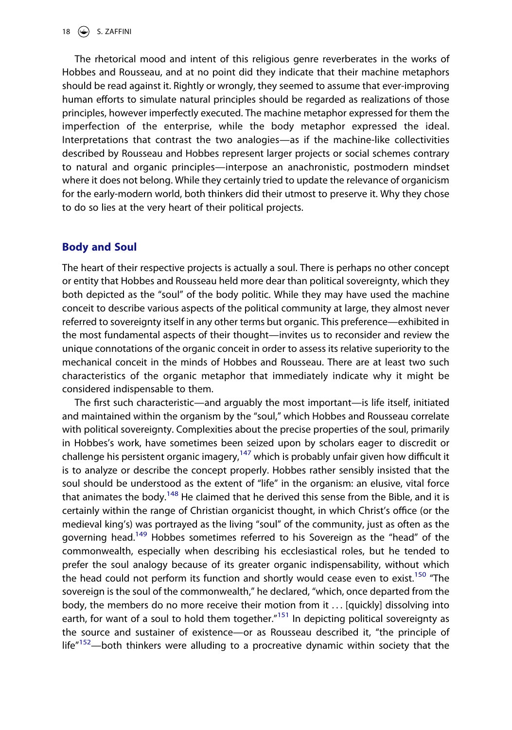The rhetorical mood and intent of this religious genre reverberates in the works of Hobbes and Rousseau, and at no point did they indicate that their machine metaphors should be read against it. Rightly or wrongly, they seemed to assume that ever-improving human efforts to simulate natural principles should be regarded as realizations of those principles, however imperfectly executed. The machine metaphor expressed for them the imperfection of the enterprise, while the body metaphor expressed the ideal. Interpretations that contrast the two analogies—as if the machine-like collectivities described by Rousseau and Hobbes represent larger projects or social schemes contrary to natural and organic principles—interpose an anachronistic, postmodern mindset where it does not belong. While they certainly tried to update the relevance of organicism for the early-modern world, both thinkers did their utmost to preserve it. Why they chose to do so lies at the very heart of their political projects.

## Body and Soul

The heart of their respective projects is actually a soul. There is perhaps no other concept or entity that Hobbes and Rousseau held more dear than political sovereignty, which they both depicted as the "soul" of the body politic. While they may have used the machine conceit to describe various aspects of the political community at large, they almost never referred to sovereignty itself in any other terms but organic. This preference—exhibited in the most fundamental aspects of their thought—invites us to reconsider and review the unique connotations of the organic conceit in order to assess its relative superiority to the mechanical conceit in the minds of Hobbes and Rousseau. There are at least two such characteristics of the organic metaphor that immediately indicate why it might be considered indispensable to them.

The first such characteristic—and arguably the most important—is life itself, initiated and maintained within the organism by the "soul," which Hobbes and Rousseau correlate with political sovereignty. Complexities about the precise properties of the soul, primarily in Hobbes's work, have sometimes been seized upon by scholars eager to discredit or challenge his persistent organic imagery,[147] which is probably unfair given how difficult it is to analyze or describe the concept properly. Hobbes rather sensibly insisted that the soul should be understood as the extent of "life" in the organism: an elusive, vital force that animates the body.[148] He claimed that he derived this sense from the Bible, and it is certainly within the range of Christian organicist thought, in which Christ's office (or the medieval king's) was portrayed as the living "soul" of the community, just as often as the governing head.[149] Hobbes sometimes referred to his Sovereign as the "head" of the commonwealth, especially when describing his ecclesiastical roles, but he tended to prefer the soul analogy because of its greater organic indispensability, without which the head could not perform its function and shortly would cease even to exist.[150] "The sovereign is the soul of the commonwealth," he declared, "which, once departed from the body, the members do no more receive their motion from it … [quickly] dissolving into earth, for want of a soul to hold them together."[151] In depicting political sovereignty as the source and sustainer of existence—or as Rousseau described it, "the principle of life"[152]—both thinkers were alluding to a procreative dynamic within society that the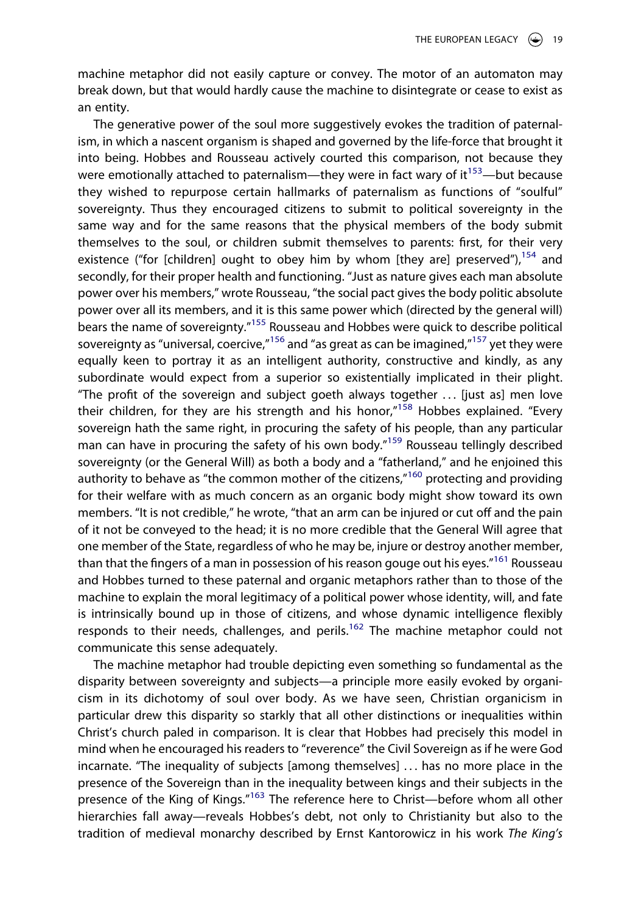machine metaphor did not easily capture or convey. The motor of an automaton may break down, but that would hardly cause the machine to disintegrate or cease to exist as an entity.

The generative power of the soul more suggestively evokes the tradition of paternalism, in which a nascent organism is shaped and governed by the life-force that brought it into being. Hobbes and Rousseau actively courted this comparison, not because they were emotionally attached to paternalism—they were in fact wary of it[153]—but because they wished to repurpose certain hallmarks of paternalism as functions of "soulful" sovereignty. Thus they encouraged citizens to submit to political sovereignty in the same way and for the same reasons that the physical members of the body submit themselves to the soul, or children submit themselves to parents: first, for their very existence ("for [children] ought to obey him by whom [they are] preserved"),[154] and secondly, for their proper health and functioning. "Just as nature gives each man absolute power over his members," wrote Rousseau, "the social pact gives the body politic absolute power over all its members, and it is this same power which (directed by the general will) bears the name of sovereignty."[155] Rousseau and Hobbes were quick to describe political sovereignty as "universal, coercive,"[156] and "as great as can be imagined,"[157] yet they were equally keen to portray it as an intelligent authority, constructive and kindly, as any subordinate would expect from a superior so existentially implicated in their plight. "The profit of the sovereign and subject goeth always together … [just as] men love their children, for they are his strength and his honor,"[158] Hobbes explained. "Every sovereign hath the same right, in procuring the safety of his people, than any particular man can have in procuring the safety of his own body."[159] Rousseau tellingly described sovereignty (or the General Will) as both a body and a "fatherland," and he enjoined this authority to behave as "the common mother of the citizens,"[160] protecting and providing for their welfare with as much concern as an organic body might show toward its own members. "It is not credible," he wrote, "that an arm can be injured or cut off and the pain of it not be conveyed to the head; it is no more credible that the General Will agree that one member of the State, regardless of who he may be, injure or destroy another member, than that the fingers of a man in possession of his reason gouge out his eyes."[161] Rousseau and Hobbes turned to these paternal and organic metaphors rather than to those of the machine to explain the moral legitimacy of a political power whose identity, will, and fate is intrinsically bound up in those of citizens, and whose dynamic intelligence flexibly responds to their needs, challenges, and perils.[162] The machine metaphor could not communicate this sense adequately.

The machine metaphor had trouble depicting even something so fundamental as the disparity between sovereignty and subjects—a principle more easily evoked by organicism in its dichotomy of soul over body. As we have seen, Christian organicism in particular drew this disparity so starkly that all other distinctions or inequalities within Christ's church paled in comparison. It is clear that Hobbes had precisely this model in mind when he encouraged his readers to "reverence" the Civil Sovereign as if he were God incarnate. "The inequality of subjects [among themselves] … has no more place in the presence of the Sovereign than in the inequality between kings and their subjects in the presence of the King of Kings."[163] The reference here to Christ—before whom all other hierarchies fall away—reveals Hobbes's debt, not only to Christianity but also to the tradition of medieval monarchy described by Ernst Kantorowicz in his work *The King's*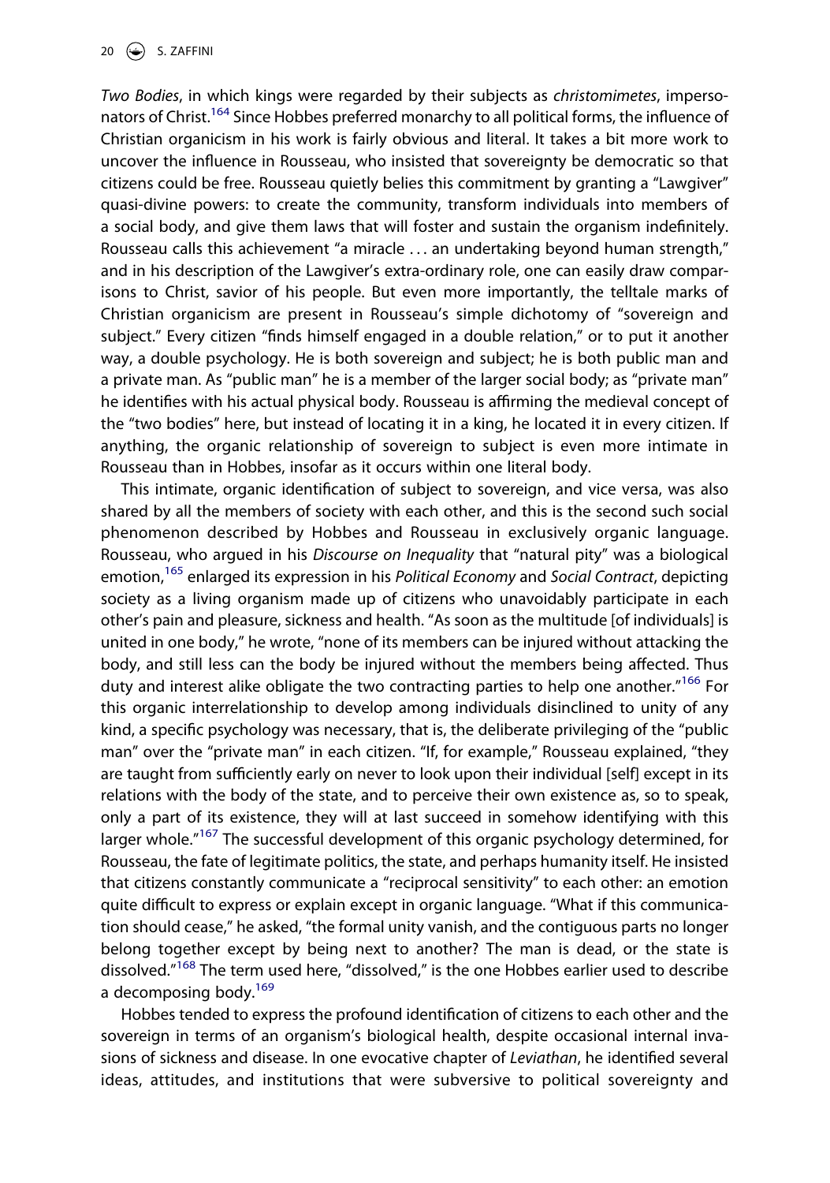*Two Bodies*, in which kings were regarded by their subjects as *christomimetes*, impersonators of Christ.[164] Since Hobbes preferred monarchy to all political forms, the influence of Christian organicism in his work is fairly obvious and literal. It takes a bit more work to uncover the influence in Rousseau, who insisted that sovereignty be democratic so that citizens could be free. Rousseau quietly belies this commitment by granting a "Lawgiver" quasi-divine powers: to create the community, transform individuals into members of a social body, and give them laws that will foster and sustain the organism indefinitely. Rousseau calls this achievement "a miracle ... an undertaking beyond human strength," and in his description of the Lawgiver's extra-ordinary role, one can easily draw comparisons to Christ, savior of his people. But even more importantly, the telltale marks of Christian organicism are present in Rousseau's simple dichotomy of "sovereign and subject." Every citizen "finds himself engaged in a double relation," or to put it another way, a double psychology. He is both sovereign and subject; he is both public man and a private man. As "public man" he is a member of the larger social body; as "private man" he identifies with his actual physical body. Rousseau is affirming the medieval concept of the "two bodies" here, but instead of locating it in a king, he located it in every citizen. If anything, the organic relationship of sovereign to subject is even more intimate in Rousseau than in Hobbes, insofar as it occurs within one literal body.

This intimate, organic identification of subject to sovereign, and vice versa, was also shared by all the members of society with each other, and this is the second such social phenomenon described by Hobbes and Rousseau in exclusively organic language. Rousseau, who argued in his *Discourse on Inequality* that "natural pity" was a biological emotion,[165] enlarged its expression in his *Political Economy* and *Social Contract*, depicting society as a living organism made up of citizens who unavoidably participate in each other's pain and pleasure, sickness and health. "As soon as the multitude [of individuals] is united in one body," he wrote, "none of its members can be injured without attacking the body, and still less can the body be injured without the members being affected. Thus duty and interest alike obligate the two contracting parties to help one another."[166] For this organic interrelationship to develop among individuals disinclined to unity of any kind, a specific psychology was necessary, that is, the deliberate privileging of the "public man" over the "private man" in each citizen. "If, for example," Rousseau explained, "they are taught from sufficiently early on never to look upon their individual [self] except in its relations with the body of the state, and to perceive their own existence as, so to speak, only a part of its existence, they will at last succeed in somehow identifying with this larger whole."[167] The successful development of this organic psychology determined, for Rousseau, the fate of legitimate politics, the state, and perhaps humanity itself. He insisted that citizens constantly communicate a "reciprocal sensitivity" to each other: an emotion quite difficult to express or explain except in organic language. "What if this communication should cease," he asked, "the formal unity vanish, and the contiguous parts no longer belong together except by being next to another? The man is dead, or the state is dissolved."[168] The term used here, "dissolved," is the one Hobbes earlier used to describe a decomposing body.[169]

Hobbes tended to express the profound identification of citizens to each other and the sovereign in terms of an organism's biological health, despite occasional internal invasions of sickness and disease. In one evocative chapter of *Leviathan*, he identified several ideas, attitudes, and institutions that were subversive to political sovereignty and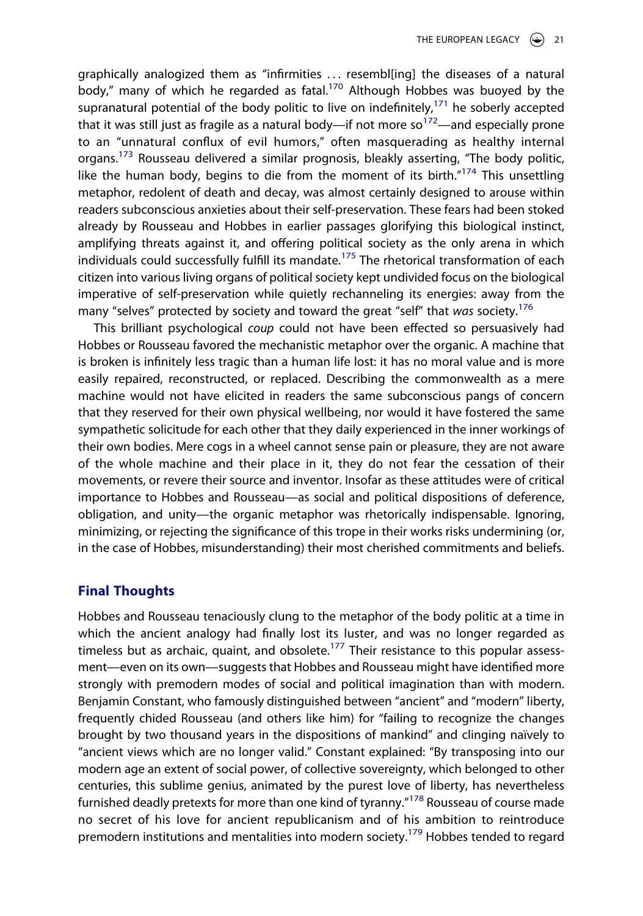graphically analogized them as "infirmities . . . resembl[ing] the diseases of a natural body," many of which he regarded as fatal.[170] Although Hobbes was buoyed by the supranatural potential of the body politic to live on indefinitely,[171] he soberly accepted that it was still just as fragile as a natural body—if not more so[172]—and especially prone to an "unnatural conflux of evil humors," often masquerading as healthy internal organs.[173] Rousseau delivered a similar prognosis, bleakly asserting, "The body politic, like the human body, begins to die from the moment of its birth."[174] This unsettling metaphor, redolent of death and decay, was almost certainly designed to arouse within readers subconscious anxieties about their self-preservation. These fears had been stoked already by Rousseau and Hobbes in earlier passages glorifying this biological instinct, amplifying threats against it, and offering political society as the only arena in which individuals could successfully fulfill its mandate.[175] The rhetorical transformation of each citizen into various living organs of political society kept undivided focus on the biological imperative of self-preservation while quietly rechanneling its energies: away from the many "selves" protected by society and toward the great "self" that *was* society.[176]

This brilliant psychological *coup* could not have been effected so persuasively had Hobbes or Rousseau favored the mechanistic metaphor over the organic. A machine that is broken is infinitely less tragic than a human life lost: it has no moral value and is more easily repaired, reconstructed, or replaced. Describing the commonwealth as a mere machine would not have elicited in readers the same subconscious pangs of concern that they reserved for their own physical wellbeing, nor would it have fostered the same sympathetic solicitude for each other that they daily experienced in the inner workings of their own bodies. Mere cogs in a wheel cannot sense pain or pleasure, they are not aware of the whole machine and their place in it, they do not fear the cessation of their movements, or revere their source and inventor. Insofar as these attitudes were of critical importance to Hobbes and Rousseau—as social and political dispositions of deference, obligation, and unity—the organic metaphor was rhetorically indispensable. Ignoring, minimizing, or rejecting the significance of this trope in their works risks undermining (or, in the case of Hobbes, misunderstanding) their most cherished commitments and beliefs.

## Final Thoughts

Hobbes and Rousseau tenaciously clung to the metaphor of the body politic at a time in which the ancient analogy had finally lost its luster, and was no longer regarded as timeless but as archaic, quaint, and obsolete.[177] Their resistance to this popular assessment—even on its own—suggests that Hobbes and Rousseau might have identified more strongly with premodern modes of social and political imagination than with modern. Benjamin Constant, who famously distinguished between "ancient" and "modern" liberty, frequently chided Rousseau (and others like him) for "failing to recognize the changes brought by two thousand years in the dispositions of mankind" and clinging naïvely to "ancient views which are no longer valid." Constant explained: "By transposing into our modern age an extent of social power, of collective sovereignty, which belonged to other centuries, this sublime genius, animated by the purest love of liberty, has nevertheless furnished deadly pretexts for more than one kind of tyranny."[178] Rousseau of course made no secret of his love for ancient republicanism and of his ambition to reintroduce premodern institutions and mentalities into modern society.[179] Hobbes tended to regard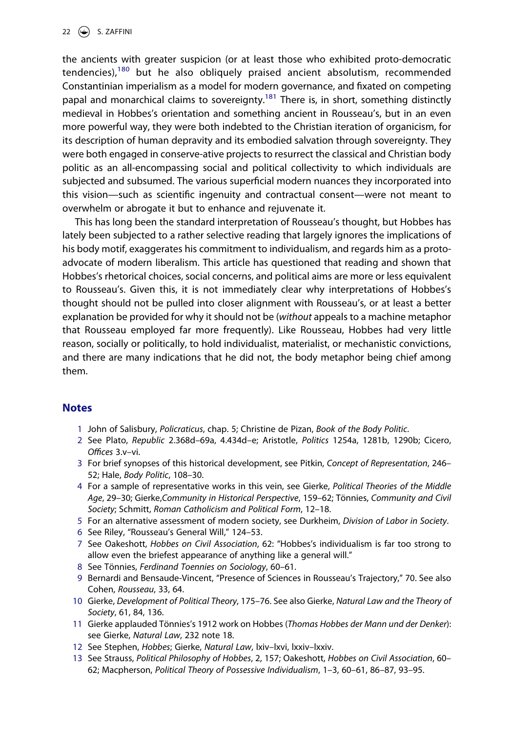the ancients with greater suspicion (or at least those who exhibited proto-democratic tendencies),[180] but he also obliquely praised ancient absolutism, recommended Constantinian imperialism as a model for modern governance, and fixated on competing papal and monarchical claims to sovereignty.[181] There is, in short, something distinctly medieval in Hobbes's orientation and something ancient in Rousseau's, but in an even more powerful way, they were both indebted to the Christian iteration of organicism, for its description of human depravity and its embodied salvation through sovereignty. They were both engaged in conserve-ative projects to resurrect the classical and Christian body politic as an all-encompassing social and political collectivity to which individuals are subjected and subsumed. The various superficial modern nuances they incorporated into this vision—such as scientific ingenuity and contractual consent—were not meant to overwhelm or abrogate it but to enhance and rejuvenate it.

This has long been the standard interpretation of Rousseau's thought, but Hobbes has lately been subjected to a rather selective reading that largely ignores the implications of his body motif, exaggerates his commitment to individualism, and regards him as a proto-advocate of modern liberalism. This article has questioned that reading and shown that Hobbes's rhetorical choices, social concerns, and political aims are more or less equivalent to Rousseau's. Given this, it is not immediately clear why interpretations of Hobbes's thought should not be pulled into closer alignment with Rousseau's, or at least a better explanation be provided for why it should not be (*without* appeals to a machine metaphor that Rousseau employed far more frequently). Like Rousseau, Hobbes had very little reason, socially or politically, to hold individualist, materialist, or mechanistic convictions, and there are many indications that he did not, the body metaphor being chief among them.

## Notes

1. John of Salisbury, *Policraticus*, chap. 5; Christine de Pizan, *Book of the Body Politic*.
2. See Plato, *Republic* 2.368d–69a, 4.434d–e; Aristotle, *Politics* 1254a, 1281b, 1290b; Cicero, *Offices* 3.v–vi.
3. For brief synopses of this historical development, see Pitkin, *Concept of Representation*, 246–52; Hale, *Body Politic*, 108–30.
4. For a sample of representative works in this vein, see Gierke, *Political Theories of the Middle Age*, 29–30; Gierke,*Community in Historical Perspective*, 159–62; Tönnies, *Community and Civil Society*; Schmitt, *Roman Catholicism and Political Form*, 12–18.
5. For an alternative assessment of modern society, see Durkheim, *Division of Labor in Society*.
6. See Riley, "Rousseau's General Will," 124–53.
7. See Oakeshott, *Hobbes on Civil Association*, 62: "Hobbes's individualism is far too strong to allow even the briefest appearance of anything like a general will."
8. See Tönnies, *Ferdinand Toennies on Sociology*, 60–61.
9. Bernardi and Bensaude-Vincent, "Presence of Sciences in Rousseau's Trajectory," 70. See also Cohen, *Rousseau*, 33, 64.
10. Gierke, *Development of Political Theory*, 175–76. See also Gierke, *Natural Law and the Theory of Society*, 61, 84, 136.
11. Gierke applauded Tönnies's 1912 work on Hobbes (*Thomas Hobbes der Mann und der Denker*): see Gierke, *Natural Law*, 232 note 18.
12. See Stephen, *Hobbes*; Gierke, *Natural Law*, lxiv–lxvi, lxxiv–lxxiv.
13. See Strauss, *Political Philosophy of Hobbes*, 2, 157; Oakeshott, *Hobbes on Civil Association*, 60–62; Macpherson, *Political Theory of Possessive Individualism*, 1–3, 60–61, 86–87, 93–95.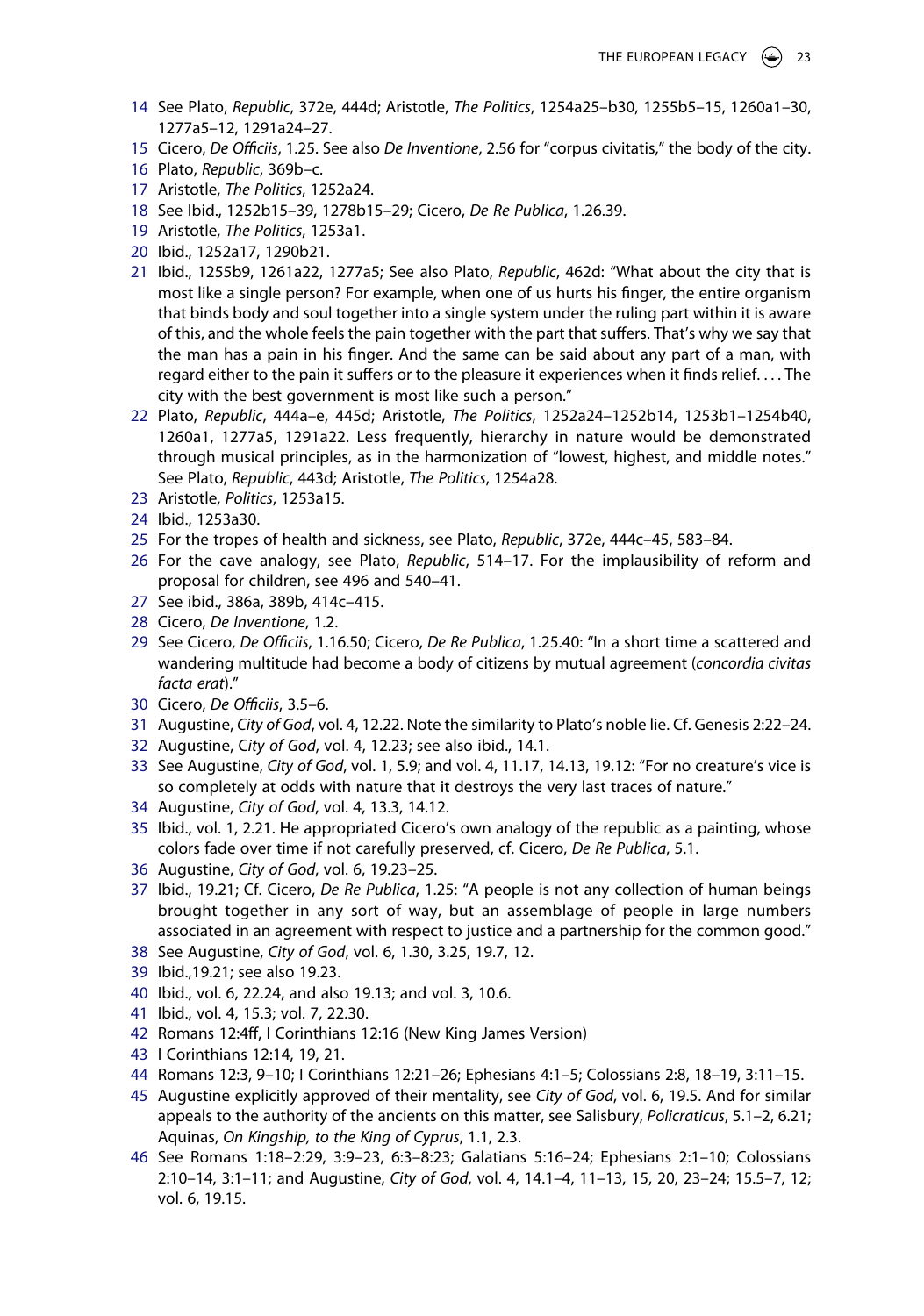14 See Plato, *Republic*, 372e, 444d; Aristotle, *The Politics*, 1254a25–b30, 1255b5–15, 1260a1–30, 1277a5–12, 1291a24–27.

15 Cicero, *De Officiis*, 1.25. See also *De Inventione*, 2.56 for "corpus civitatis," the body of the city.

16 Plato, *Republic*, 369b–c.

17 Aristotle, *The Politics*, 1252a24.

18 See Ibid., 1252b15–39, 1278b15–29; Cicero, *De Re Publica*, 1.26.39.

19 Aristotle, *The Politics*, 1253a1.

20 Ibid., 1252a17, 1290b21.

21 Ibid., 1255b9, 1261a22, 1277a5; See also Plato, *Republic*, 462d: "What about the city that is most like a single person? For example, when one of us hurts his finger, the entire organism that binds body and soul together into a single system under the ruling part within it is aware of this, and the whole feels the pain together with the part that suffers. That's why we say that the man has a pain in his finger. And the same can be said about any part of a man, with regard either to the pain it suffers or to the pleasure it experiences when it finds relief. . . . The city with the best government is most like such a person."

22 Plato, *Republic*, 444a–e, 445d; Aristotle, *The Politics*, 1252a24–1252b14, 1253b1–1254b40, 1260a1, 1277a5, 1291a22. Less frequently, hierarchy in nature would be demonstrated through musical principles, as in the harmonization of "lowest, highest, and middle notes." See Plato, *Republic*, 443d; Aristotle, *The Politics*, 1254a28.

23 Aristotle, *Politics*, 1253a15.

24 Ibid., 1253a30.

25 For the tropes of health and sickness, see Plato, *Republic*, 372e, 444c–45, 583–84.

26 For the cave analogy, see Plato, *Republic*, 514–17. For the implausibility of reform and proposal for children, see 496 and 540–41.

27 See ibid., 386a, 389b, 414c–415.

28 Cicero, *De Inventione*, 1.2.

29 See Cicero, *De Officiis*, 1.16.50; Cicero, *De Re Publica*, 1.25.40: "In a short time a scattered and wandering multitude had become a body of citizens by mutual agreement (*concordia civitas facta erat*)."

30 Cicero, *De Officiis*, 3.5–6.

31 Augustine, *City of God*, vol. 4, 12.22. Note the similarity to Plato's noble lie. Cf. Genesis 2:22–24.

32 Augustine, *City of God*, vol. 4, 12.23; see also ibid., 14.1.

33 See Augustine, *City of God*, vol. 1, 5.9; and vol. 4, 11.17, 14.13, 19.12: "For no creature's vice is so completely at odds with nature that it destroys the very last traces of nature."

34 Augustine, *City of God*, vol. 4, 13.3, 14.12.

35 Ibid., vol. 1, 2.21. He appropriated Cicero's own analogy of the republic as a painting, whose colors fade over time if not carefully preserved, cf. Cicero, *De Re Publica*, 5.1.

36 Augustine, *City of God*, vol. 6, 19.23–25.

37 Ibid., 19.21; Cf. Cicero, *De Re Publica*, 1.25: "A people is not any collection of human beings brought together in any sort of way, but an assemblage of people in large numbers associated in an agreement with respect to justice and a partnership for the common good."

38 See Augustine, *City of God*, vol. 6, 1.30, 3.25, 19.7, 12.

39 Ibid.,19.21; see also 19.23.

40 Ibid., vol. 6, 22.24, and also 19.13; and vol. 3, 10.6.

41 Ibid., vol. 4, 15.3; vol. 7, 22.30.

42 Romans 12:4ff, I Corinthians 12:16 (New King James Version)

43 I Corinthians 12:14, 19, 21.

44 Romans 12:3, 9–10; I Corinthians 12:21–26; Ephesians 4:1–5; Colossians 2:8, 18–19, 3:11–15.

45 Augustine explicitly approved of their mentality, see *City of God*, vol. 6, 19.5. And for similar appeals to the authority of the ancients on this matter, see Salisbury, *Policraticus*, 5.1–2, 6.21; Aquinas, *On Kingship, to the King of Cyprus*, 1.1, 2.3.

46 See Romans 1:18–2:29, 3:9–23, 6:3–8:23; Galatians 5:16–24; Ephesians 2:1–10; Colossians 2:10–14, 3:1–11; and Augustine, *City of God*, vol. 4, 14.1–4, 11–13, 15, 20, 23–24; 15.5–7, 12; vol. 6, 19.15.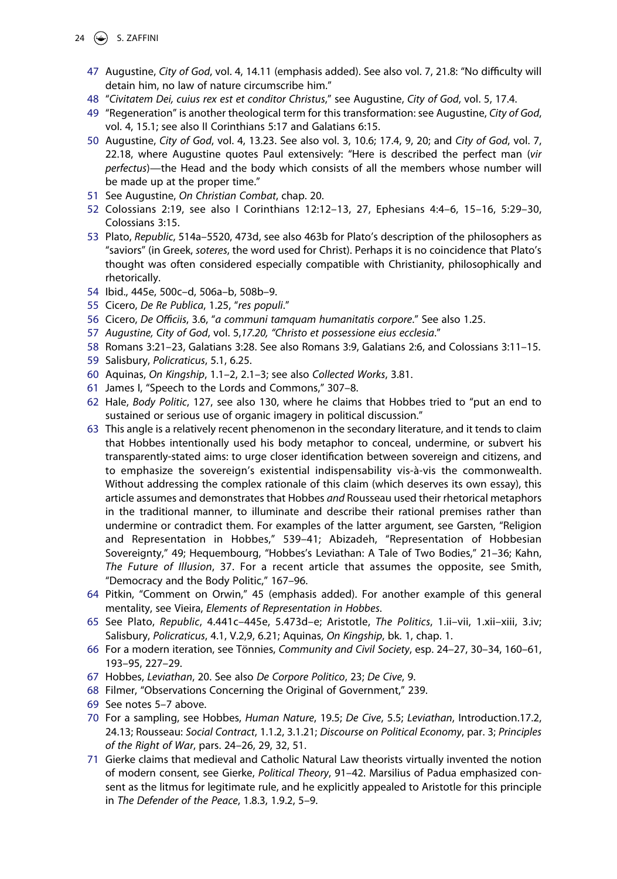47 Augustine, *City of God*, vol. 4, 14.11 (emphasis added). See also vol. 7, 21.8: "No difficulty will detain him, no law of nature circumscribe him."

48 "*Civitatem Dei, cuius rex est et conditor Christus*," see Augustine, *City of God*, vol. 5, 17.4.

49 "Regeneration" is another theological term for this transformation: see Augustine, *City of God*, vol. 4, 15.1; see also II Corinthians 5:17 and Galatians 6:15.

50 Augustine, *City of God*, vol. 4, 13.23. See also vol. 3, 10.6; 17.4, 9, 20; and *City of God*, vol. 7, 22.18, where Augustine quotes Paul extensively: "Here is described the perfect man (*vir perfectus*)—the Head and the body which consists of all the members whose number will be made up at the proper time."

51 See Augustine, *On Christian Combat*, chap. 20.

52 Colossians 2:19, see also I Corinthians 12:12–13, 27, Ephesians 4:4–6, 15–16, 5:29–30, Colossians 3:15.

53 Plato, *Republic*, 514a–5520, 473d, see also 463b for Plato's description of the philosophers as "saviors" (in Greek, *soteres*, the word used for Christ). Perhaps it is no coincidence that Plato's thought was often considered especially compatible with Christianity, philosophically and rhetorically.

54 Ibid., 445e, 500c–d, 506a–b, 508b–9.

55 Cicero, *De Re Publica*, 1.25, "*res populi*."

56 Cicero, *De Officiis*, 3.6, "*a communi tamquam humanitatis corpore*." See also 1.25.

57 *Augustine, City of God*, vol. 5,*17.20, "Christo et possessione eius ecclesia*."

58 Romans 3:21–23, Galatians 3:28. See also Romans 3:9, Galatians 2:6, and Colossians 3:11–15.

59 Salisbury, *Policraticus*, 5.1, 6.25.

60 Aquinas, *On Kingship*, 1.1–2, 2.1–3; see also *Collected Works*, 3.81.

61 James I, "Speech to the Lords and Commons," 307–8.

62 Hale, *Body Politic*, 127, see also 130, where he claims that Hobbes tried to "put an end to sustained or serious use of organic imagery in political discussion."

63 This angle is a relatively recent phenomenon in the secondary literature, and it tends to claim that Hobbes intentionally used his body metaphor to conceal, undermine, or subvert his transparently-stated aims: to urge closer identification between sovereign and citizens, and to emphasize the sovereign's existential indispensability vis-à-vis the commonwealth. Without addressing the complex rationale of this claim (which deserves its own essay), this article assumes and demonstrates that Hobbes *and* Rousseau used their rhetorical metaphors in the traditional manner, to illuminate and describe their rational premises rather than undermine or contradict them. For examples of the latter argument, see Garsten, "Religion and Representation in Hobbes," 539–41; Abizadeh, "Representation of Hobbesian Sovereignty," 49; Hequembourg, "Hobbes's Leviathan: A Tale of Two Bodies," 21–36; Kahn, *The Future of Illusion*, 37. For a recent article that assumes the opposite, see Smith, "Democracy and the Body Politic," 167–96.

64 Pitkin, "Comment on Orwin," 45 (emphasis added). For another example of this general mentality, see Vieira, *Elements of Representation in Hobbes*.

65 See Plato, *Republic*, 4.441c–445e, 5.473d–e; Aristotle, *The Politics*, 1.ii–vii, 1.xii–xiii, 3.iv; Salisbury, *Policraticus*, 4.1, V.2,9, 6.21; Aquinas, *On Kingship*, bk. 1, chap. 1.

66 For a modern iteration, see Tönnies, *Community and Civil Society*, esp. 24–27, 30–34, 160–61, 193–95, 227–29.

67 Hobbes, *Leviathan*, 20. See also *De Corpore Politico*, 23; *De Cive*, 9.

68 Filmer, "Observations Concerning the Original of Government," 239.

69 See notes 5–7 above.

70 For a sampling, see Hobbes, *Human Nature*, 19.5; *De Cive*, 5.5; *Leviathan*, Introduction.17.2, 24.13; Rousseau: *Social Contract*, 1.1.2, 3.1.21; *Discourse on Political Economy*, par. 3; *Principles of the Right of War*, pars. 24–26, 29, 32, 51.

71 Gierke claims that medieval and Catholic Natural Law theorists virtually invented the notion of modern consent, see Gierke, *Political Theory*, 91–42. Marsilius of Padua emphasized consent as the litmus for legitimate rule, and he explicitly appealed to Aristotle for this principle in *The Defender of the Peace*, 1.8.3, 1.9.2, 5–9.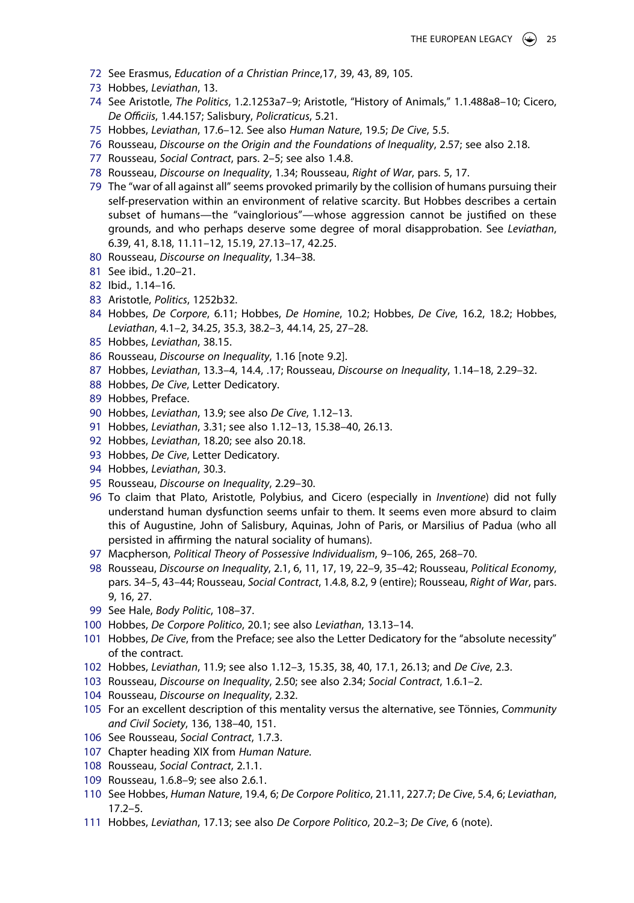72 See Erasmus, *Education of a Christian Prince*,17, 39, 43, 89, 105.
73 Hobbes, *Leviathan*, 13.
74 See Aristotle, *The Politics*, 1.2.1253a7–9; Aristotle, "History of Animals," 1.1.488a8–10; Cicero, *De Officiis*, 1.44.157; Salisbury, *Policraticus*, 5.21.
75 Hobbes, *Leviathan*, 17.6–12. See also *Human Nature*, 19.5; *De Cive*, 5.5.
76 Rousseau, *Discourse on the Origin and the Foundations of Inequality*, 2.57; see also 2.18.
77 Rousseau, *Social Contract*, pars. 2–5; see also 1.4.8.
78 Rousseau, *Discourse on Inequality*, 1.34; Rousseau, *Right of War*, pars. 5, 17.
79 The "war of all against all" seems provoked primarily by the collision of humans pursuing their self-preservation within an environment of relative scarcity. But Hobbes describes a certain subset of humans—the "vainglorious"—whose aggression cannot be justified on these grounds, and who perhaps deserve some degree of moral disapprobation. See *Leviathan*, 6.39, 41, 8.18, 11.11–12, 15.19, 27.13–17, 42.25.
80 Rousseau, *Discourse on Inequality*, 1.34–38.
81 See ibid., 1.20–21.
82 Ibid., 1.14–16.
83 Aristotle, *Politics*, 1252b32.
84 Hobbes, *De Corpore*, 6.11; Hobbes, *De Homine*, 10.2; Hobbes, *De Cive*, 16.2, 18.2; Hobbes, *Leviathan*, 4.1–2, 34.25, 35.3, 38.2–3, 44.14, 25, 27–28.
85 Hobbes, *Leviathan*, 38.15.
86 Rousseau, *Discourse on Inequality*, 1.16 [note 9.2].
87 Hobbes, *Leviathan*, 13.3–4, 14.4, .17; Rousseau, *Discourse on Inequality*, 1.14–18, 2.29–32.
88 Hobbes, *De Cive*, Letter Dedicatory.
89 Hobbes, Preface.
90 Hobbes, *Leviathan*, 13.9; see also *De Cive*, 1.12–13.
91 Hobbes, *Leviathan*, 3.31; see also 1.12–13, 15.38–40, 26.13.
92 Hobbes, *Leviathan*, 18.20; see also 20.18.
93 Hobbes, *De Cive*, Letter Dedicatory.
94 Hobbes, *Leviathan*, 30.3.
95 Rousseau, *Discourse on Inequality*, 2.29–30.
96 To claim that Plato, Aristotle, Polybius, and Cicero (especially in *Inventione*) did not fully understand human dysfunction seems unfair to them. It seems even more absurd to claim this of Augustine, John of Salisbury, Aquinas, John of Paris, or Marsilius of Padua (who all persisted in affirming the natural sociality of humans).
97 Macpherson, *Political Theory of Possessive Individualism*, 9–106, 265, 268–70.
98 Rousseau, *Discourse on Inequality*, 2.1, 6, 11, 17, 19, 22–9, 35–42; Rousseau, *Political Economy*, pars. 34–5, 43–44; Rousseau, *Social Contract*, 1.4.8, 8.2, 9 (entire); Rousseau, *Right of War*, pars. 9, 16, 27.
99 See Hale, *Body Politic*, 108–37.
100 Hobbes, *De Corpore Politico*, 20.1; see also *Leviathan*, 13.13–14.
101 Hobbes, *De Cive*, from the Preface; see also the Letter Dedicatory for the "absolute necessity" of the contract.
102 Hobbes, *Leviathan*, 11.9; see also 1.12–3, 15.35, 38, 40, 17.1, 26.13; and *De Cive*, 2.3.
103 Rousseau, *Discourse on Inequality*, 2.50; see also 2.34; *Social Contract*, 1.6.1–2.
104 Rousseau, *Discourse on Inequality*, 2.32.
105 For an excellent description of this mentality versus the alternative, see Tönnies, *Community and Civil Society*, 136, 138–40, 151.
106 See Rousseau, *Social Contract*, 1.7.3.
107 Chapter heading XIX from *Human Nature*.
108 Rousseau, *Social Contract*, 2.1.1.
109 Rousseau, 1.6.8–9; see also 2.6.1.
110 See Hobbes, *Human Nature*, 19.4, 6; *De Corpore Politico*, 21.11, 227.7; *De Cive*, 5.4, 6; *Leviathan*, 17.2–5.
111 Hobbes, *Leviathan*, 17.13; see also *De Corpore Politico*, 20.2–3; *De Cive*, 6 (note).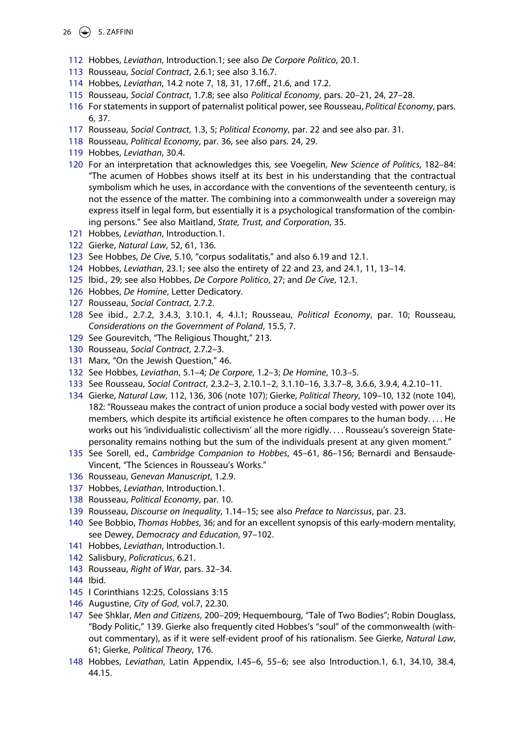112 Hobbes, *Leviathan*, Introduction.1; see also *De Corpore Politico*, 20.1.

113 Rousseau, *Social Contract*, 2.6.1; see also 3.16.7.

114 Hobbes, *Leviathan*, 14.2 note 7, 18, 31, 17.6ff., 21.6, and 17.2.

115 Rousseau, *Social Contract*, 1.7.8; see also *Political Economy*, pars. 20–21, 24, 27–28.

116 For statements in support of paternalist political power, see Rousseau, *Political Economy*, pars. 6, 37.

117 Rousseau, *Social Contract*, 1.3, 5; *Political Economy*, par. 22 and see also par. 31.

118 Rousseau, *Political Economy*, par. 36, see also pars. 24, 29.

119 Hobbes, *Leviathan*, 30.4.

120 For an interpretation that acknowledges this, see Voegelin, *New Science of Politics*, 182–84: "The acumen of Hobbes shows itself at its best in his understanding that the contractual symbolism which he uses, in accordance with the conventions of the seventeenth century, is not the essence of the matter. The combining into a commonwealth under a sovereign may express itself in legal form, but essentially it is a psychological transformation of the combining persons." See also Maitland, *State, Trust, and Corporation*, 35.

121 Hobbes, *Leviathan*, Introduction.1.

122 Gierke, *Natural Law*, 52, 61, 136.

123 See Hobbes, *De Cive*, 5.10, "corpus sodalitatis," and also 6.19 and 12.1.

124 Hobbes, *Leviathan*, 23.1; see also the entirety of 22 and 23, and 24.1, 11, 13–14.

125 Ibid., 29; see also Hobbes, *De Corpore Politico*, 27; and *De Cive*, 12.1.

126 Hobbes, *De Homine*, Letter Dedicatory.

127 Rousseau, *Social Contract*, 2.7.2.

128 See ibid., 2.7.2, 3.4.3, 3.10.1, 4, 4.I.1; Rousseau, *Political Economy*, par. 10; Rousseau, *Considerations on the Government of Poland*, 15.5, 7.

129 See Gourevitch, "The Religious Thought," 213.

130 Rousseau, *Social Contract*, 2.7.2–3.

131 Marx, "On the Jewish Question," 46.

132 See Hobbes, *Leviathan*, 5.1–4; *De Corpore*, 1.2–3; *De Homine*, 10.3–5.

133 See Rousseau, *Social Contract*, 2.3.2–3, 2.10.1–2, 3.1.10–16, 3.3.7–8, 3.6.6, 3.9.4, 4.2.10–11.

134 Gierke, *Natural Law*, 112, 136, 306 (note 107); Gierke, *Political Theory*, 109–10, 132 (note 104), 182: "Rousseau makes the contract of union produce a social body vested with power over its members, which despite its artificial existence he often compares to the human body. . . . He works out his 'individualistic collectivism' all the more rigidly. . . . Rousseau's sovereign State-personality remains nothing but the sum of the individuals present at any given moment."

135 See Sorell, ed., *Cambridge Companion to Hobbes*, 45–61, 86–156; Bernardi and Bensaude-Vincent, "The Sciences in Rousseau's Works."

136 Rousseau, *Genevan Manuscript*, 1.2.9.

137 Hobbes, *Leviathan*, Introduction.1.

138 Rousseau, *Political Economy*, par. 10.

139 Rousseau, *Discourse on Inequality*, 1.14–15; see also *Preface to Narcissus*, par. 23.

140 See Bobbio, *Thomas Hobbes*, 36; and for an excellent synopsis of this early-modern mentality, see Dewey, *Democracy and Education*, 97–102.

141 Hobbes, *Leviathan*, Introduction.1.

142 Salisbury, *Policraticus*, 6.21.

143 Rousseau, *Right of War*, pars. 32–34.

144 Ibid.

145 I Corinthians 12:25, Colossians 3:15

146 Augustine, *City of God*, vol.7, 22.30.

147 See Shklar, *Men and Citizens*, 200–209; Hequembourg, "Tale of Two Bodies"; Robin Douglass, "Body Politic," 139. Gierke also frequently cited Hobbes's "soul" of the commonwealth (without commentary), as if it were self-evident proof of his rationalism. See Gierke, *Natural Law*, 61; Gierke, *Political Theory*, 176.

148 Hobbes, *Leviathan*, Latin Appendix, I.45–6, 55–6; see also Introduction.1, 6.1, 34.10, 38.4, 44.15.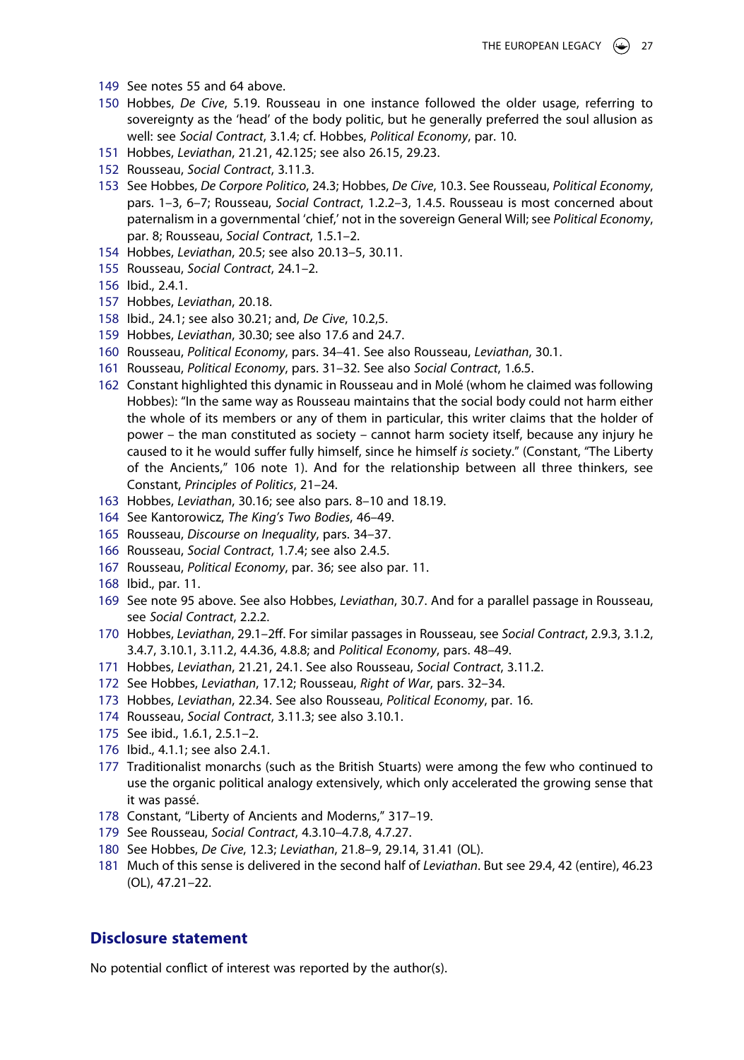149 See notes 55 and 64 above.

150 Hobbes, *De Cive*, 5.19. Rousseau in one instance followed the older usage, referring to sovereignty as the 'head' of the body politic, but he generally preferred the soul allusion as well: see *Social Contract*, 3.1.4; cf. Hobbes, *Political Economy*, par. 10.

151 Hobbes, *Leviathan*, 21.21, 42.125; see also 26.15, 29.23.

152 Rousseau, *Social Contract*, 3.11.3.

153 See Hobbes, *De Corpore Politico*, 24.3; Hobbes, *De Cive*, 10.3. See Rousseau, *Political Economy*, pars. 1–3, 6–7; Rousseau, *Social Contract*, 1.2.2–3, 1.4.5. Rousseau is most concerned about paternalism in a governmental 'chief,' not in the sovereign General Will; see *Political Economy*, par. 8; Rousseau, *Social Contract*, 1.5.1–2.

154 Hobbes, *Leviathan*, 20.5; see also 20.13–5, 30.11.

155 Rousseau, *Social Contract*, 24.1–2.

156 Ibid., 2.4.1.

157 Hobbes, *Leviathan*, 20.18.

158 Ibid., 24.1; see also 30.21; and, *De Cive*, 10.2,5.

159 Hobbes, *Leviathan*, 30.30; see also 17.6 and 24.7.

160 Rousseau, *Political Economy*, pars. 34–41. See also Rousseau, *Leviathan*, 30.1.

161 Rousseau, *Political Economy*, pars. 31–32. See also *Social Contract*, 1.6.5.

162 Constant highlighted this dynamic in Rousseau and in Molé (whom he claimed was following Hobbes): "In the same way as Rousseau maintains that the social body could not harm either the whole of its members or any of them in particular, this writer claims that the holder of power – the man constituted as society – cannot harm society itself, because any injury he caused to it he would suffer fully himself, since he himself *is* society." (Constant, "The Liberty of the Ancients," 106 note 1). And for the relationship between all three thinkers, see Constant, *Principles of Politics*, 21–24.

163 Hobbes, *Leviathan*, 30.16; see also pars. 8–10 and 18.19.

164 See Kantorowicz, *The King's Two Bodies*, 46–49.

165 Rousseau, *Discourse on Inequality*, pars. 34–37.

166 Rousseau, *Social Contract*, 1.7.4; see also 2.4.5.

167 Rousseau, *Political Economy*, par. 36; see also par. 11.

168 Ibid., par. 11.

169 See note 95 above. See also Hobbes, *Leviathan*, 30.7. And for a parallel passage in Rousseau, see *Social Contract*, 2.2.2.

170 Hobbes, *Leviathan*, 29.1–2ff. For similar passages in Rousseau, see *Social Contract*, 2.9.3, 3.1.2, 3.4.7, 3.10.1, 3.11.2, 4.4.36, 4.8.8; and *Political Economy*, pars. 48–49.

171 Hobbes, *Leviathan*, 21.21, 24.1. See also Rousseau, *Social Contract*, 3.11.2.

172 See Hobbes, *Leviathan*, 17.12; Rousseau, *Right of War*, pars. 32–34.

173 Hobbes, *Leviathan*, 22.34. See also Rousseau, *Political Economy*, par. 16.

174 Rousseau, *Social Contract*, 3.11.3; see also 3.10.1.

175 See ibid., 1.6.1, 2.5.1–2.

176 Ibid., 4.1.1; see also 2.4.1.

177 Traditionalist monarchs (such as the British Stuarts) were among the few who continued to use the organic political analogy extensively, which only accelerated the growing sense that it was passé.

178 Constant, "Liberty of Ancients and Moderns," 317–19.

179 See Rousseau, *Social Contract*, 4.3.10–4.7.8, 4.7.27.

180 See Hobbes, *De Cive*, 12.3; *Leviathan*, 21.8–9, 29.14, 31.41 (OL).

181 Much of this sense is delivered in the second half of *Leviathan*. But see 29.4, 42 (entire), 46.23 (OL), 47.21–22.

## Disclosure statement

No potential conflict of interest was reported by the author(s).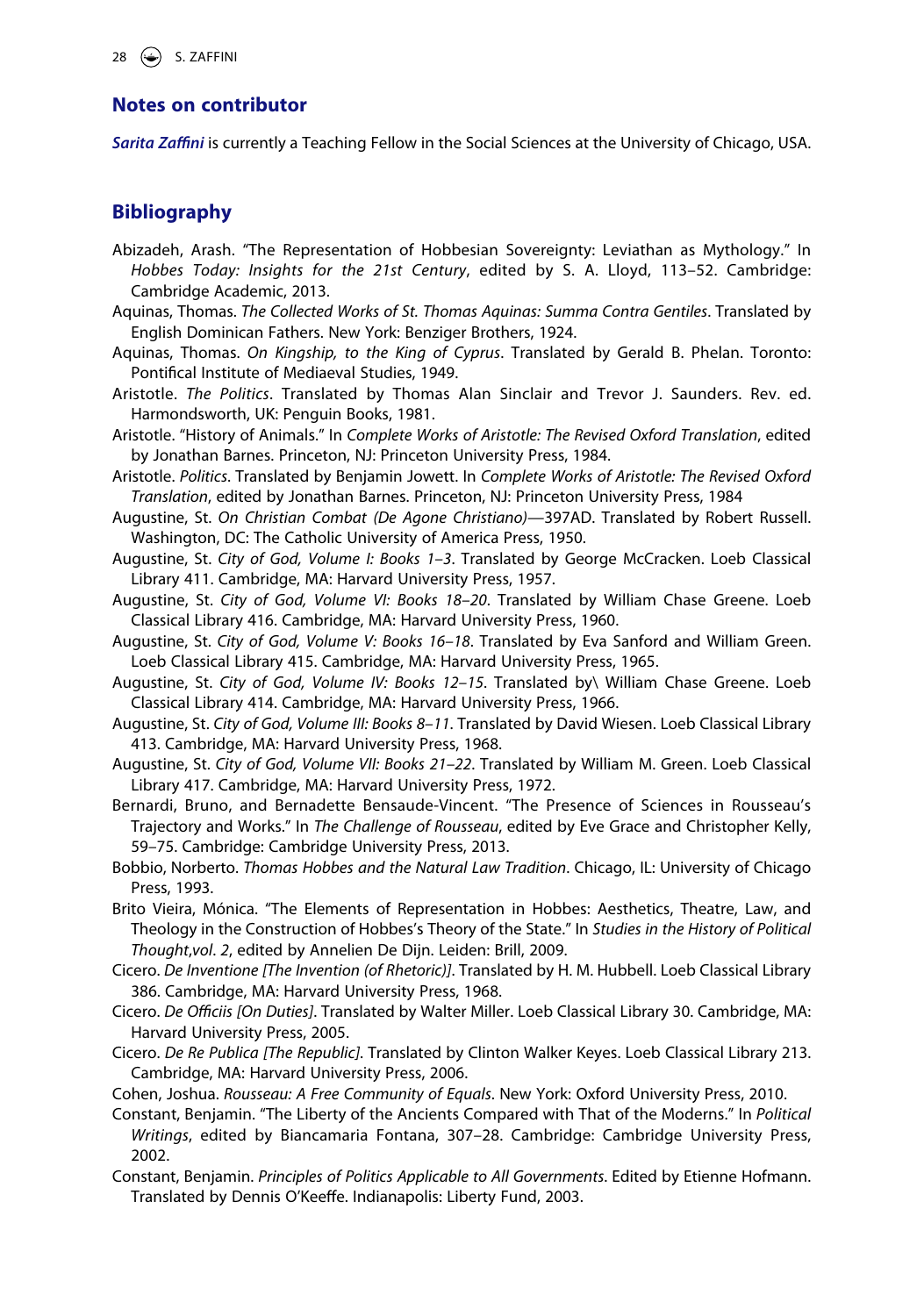## Notes on contributor

***Sarita Zaffini*** is currently a Teaching Fellow in the Social Sciences at the University of Chicago, USA.

## Bibliography

Abizadeh, Arash. "The Representation of Hobbesian Sovereignty: Leviathan as Mythology." In *Hobbes Today: Insights for the 21st Century*, edited by S. A. Lloyd, 113–52. Cambridge: Cambridge Academic, 2013.

Aquinas, Thomas. *The Collected Works of St. Thomas Aquinas: Summa Contra Gentiles*. Translated by English Dominican Fathers. New York: Benziger Brothers, 1924.

Aquinas, Thomas. *On Kingship, to the King of Cyprus*. Translated by Gerald B. Phelan. Toronto: Pontifical Institute of Mediaeval Studies, 1949.

Aristotle. *The Politics*. Translated by Thomas Alan Sinclair and Trevor J. Saunders. Rev. ed. Harmondsworth, UK: Penguin Books, 1981.

Aristotle. "History of Animals." In *Complete Works of Aristotle: The Revised Oxford Translation*, edited by Jonathan Barnes. Princeton, NJ: Princeton University Press, 1984.

Aristotle. *Politics*. Translated by Benjamin Jowett. In *Complete Works of Aristotle: The Revised Oxford Translation*, edited by Jonathan Barnes. Princeton, NJ: Princeton University Press, 1984

Augustine, St. *On Christian Combat (De Agone Christiano)*—397AD. Translated by Robert Russell. Washington, DC: The Catholic University of America Press, 1950.

Augustine, St. *City of God, Volume I: Books 1–3*. Translated by George McCracken. Loeb Classical Library 411. Cambridge, MA: Harvard University Press, 1957.

Augustine, St. *City of God, Volume VI: Books 18–20*. Translated by William Chase Greene. Loeb Classical Library 416. Cambridge, MA: Harvard University Press, 1960.

Augustine, St. *City of God, Volume V: Books 16–18*. Translated by Eva Sanford and William Green. Loeb Classical Library 415. Cambridge, MA: Harvard University Press, 1965.

Augustine, St. *City of God, Volume IV: Books 12–15*. Translated by\ William Chase Greene. Loeb Classical Library 414. Cambridge, MA: Harvard University Press, 1966.

Augustine, St. *City of God, Volume III: Books 8–11*. Translated by David Wiesen. Loeb Classical Library 413. Cambridge, MA: Harvard University Press, 1968.

Augustine, St. *City of God, Volume VII: Books 21–22*. Translated by William M. Green. Loeb Classical Library 417. Cambridge, MA: Harvard University Press, 1972.

Bernardi, Bruno, and Bernadette Bensaude-Vincent. "The Presence of Sciences in Rousseau's Trajectory and Works." In *The Challenge of Rousseau*, edited by Eve Grace and Christopher Kelly, 59–75. Cambridge: Cambridge University Press, 2013.

Bobbio, Norberto. *Thomas Hobbes and the Natural Law Tradition*. Chicago, IL: University of Chicago Press, 1993.

Brito Vieira, Mónica. "The Elements of Representation in Hobbes: Aesthetics, Theatre, Law, and Theology in the Construction of Hobbes's Theory of the State." In *Studies in the History of Political Thought,vol. 2*, edited by Annelien De Dijn. Leiden: Brill, 2009.

Cicero. *De Inventione [The Invention (of Rhetoric)]*. Translated by H. M. Hubbell. Loeb Classical Library 386. Cambridge, MA: Harvard University Press, 1968.

Cicero. *De Officiis [On Duties]*. Translated by Walter Miller. Loeb Classical Library 30. Cambridge, MA: Harvard University Press, 2005.

Cicero. *De Re Publica [The Republic]*. Translated by Clinton Walker Keyes. Loeb Classical Library 213. Cambridge, MA: Harvard University Press, 2006.

Cohen, Joshua. *Rousseau: A Free Community of Equals*. New York: Oxford University Press, 2010.

Constant, Benjamin. "The Liberty of the Ancients Compared with That of the Moderns." In *Political Writings*, edited by Biancamaria Fontana, 307–28. Cambridge: Cambridge University Press, 2002.

Constant, Benjamin. *Principles of Politics Applicable to All Governments*. Edited by Etienne Hofmann. Translated by Dennis O'Keeffe. Indianapolis: Liberty Fund, 2003.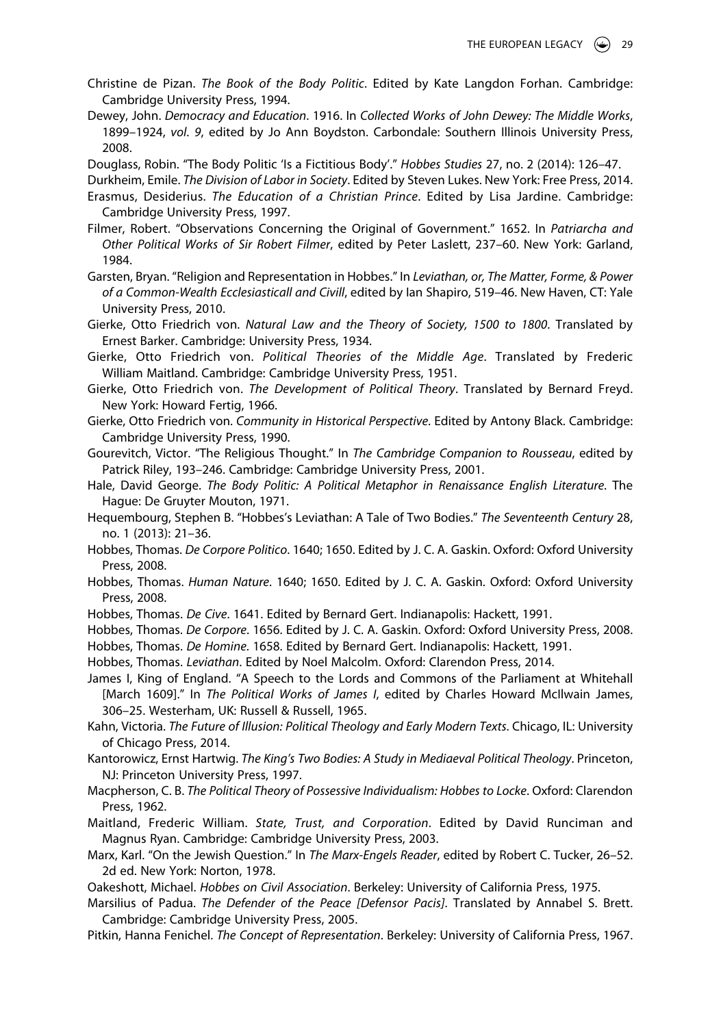Christine de Pizan. *The Book of the Body Politic*. Edited by Kate Langdon Forhan. Cambridge: Cambridge University Press, 1994.

Dewey, John. *Democracy and Education*. 1916. In *Collected Works of John Dewey: The Middle Works, 1899–1924, vol. 9*, edited by Jo Ann Boydston. Carbondale: Southern Illinois University Press, 2008.

Douglass, Robin. "The Body Politic 'Is a Fictitious Body'." *Hobbes Studies* 27, no. 2 (2014): 126–47.

Durkheim, Emile. *The Division of Labor in Society*. Edited by Steven Lukes. New York: Free Press, 2014.

Erasmus, Desiderius. *The Education of a Christian Prince*. Edited by Lisa Jardine. Cambridge: Cambridge University Press, 1997.

Filmer, Robert. "Observations Concerning the Original of Government." 1652. In *Patriarcha and Other Political Works of Sir Robert Filmer*, edited by Peter Laslett, 237–60. New York: Garland, 1984.

Garsten, Bryan. "Religion and Representation in Hobbes." In *Leviathan, or, The Matter, Forme, & Power of a Common-Wealth Ecclesiasticall and Civill*, edited by Ian Shapiro, 519–46. New Haven, CT: Yale University Press, 2010.

Gierke, Otto Friedrich von. *Natural Law and the Theory of Society, 1500 to 1800*. Translated by Ernest Barker. Cambridge: University Press, 1934.

Gierke, Otto Friedrich von. *Political Theories of the Middle Age*. Translated by Frederic William Maitland. Cambridge: Cambridge University Press, 1951.

Gierke, Otto Friedrich von. *The Development of Political Theory*. Translated by Bernard Freyd. New York: Howard Fertig, 1966.

Gierke, Otto Friedrich von. *Community in Historical Perspective*. Edited by Antony Black. Cambridge: Cambridge University Press, 1990.

Gourevitch, Victor. "The Religious Thought." In *The Cambridge Companion to Rousseau*, edited by Patrick Riley, 193–246. Cambridge: Cambridge University Press, 2001.

Hale, David George. *The Body Politic: A Political Metaphor in Renaissance English Literature*. The Hague: De Gruyter Mouton, 1971.

Hequembourg, Stephen B. "Hobbes's Leviathan: A Tale of Two Bodies." *The Seventeenth Century* 28, no. 1 (2013): 21–36.

Hobbes, Thomas. *De Corpore Politico*. 1640; 1650. Edited by J. C. A. Gaskin. Oxford: Oxford University Press, 2008.

Hobbes, Thomas. *Human Nature*. 1640; 1650. Edited by J. C. A. Gaskin. Oxford: Oxford University Press, 2008.

Hobbes, Thomas. *De Cive*. 1641. Edited by Bernard Gert. Indianapolis: Hackett, 1991.

Hobbes, Thomas. *De Corpore*. 1656. Edited by J. C. A. Gaskin. Oxford: Oxford University Press, 2008.

Hobbes, Thomas. *De Homine*. 1658. Edited by Bernard Gert. Indianapolis: Hackett, 1991.

Hobbes, Thomas. *Leviathan*. Edited by Noel Malcolm. Oxford: Clarendon Press, 2014.

James I, King of England. "A Speech to the Lords and Commons of the Parliament at Whitehall [March 1609]." In *The Political Works of James I*, edited by Charles Howard McIlwain James, 306–25. Westerham, UK: Russell & Russell, 1965.

Kahn, Victoria. *The Future of Illusion: Political Theology and Early Modern Texts*. Chicago, IL: University of Chicago Press, 2014.

Kantorowicz, Ernst Hartwig. *The King's Two Bodies: A Study in Mediaeval Political Theology*. Princeton, NJ: Princeton University Press, 1997.

Macpherson, C. B. *The Political Theory of Possessive Individualism: Hobbes to Locke*. Oxford: Clarendon Press, 1962.

Maitland, Frederic William. *State, Trust, and Corporation*. Edited by David Runciman and Magnus Ryan. Cambridge: Cambridge University Press, 2003.

Marx, Karl. "On the Jewish Question." In *The Marx-Engels Reader*, edited by Robert C. Tucker, 26–52. 2d ed. New York: Norton, 1978.

Oakeshott, Michael. *Hobbes on Civil Association*. Berkeley: University of California Press, 1975.

Marsilius of Padua. *The Defender of the Peace [Defensor Pacis]*. Translated by Annabel S. Brett. Cambridge: Cambridge University Press, 2005.

Pitkin, Hanna Fenichel. *The Concept of Representation*. Berkeley: University of California Press, 1967.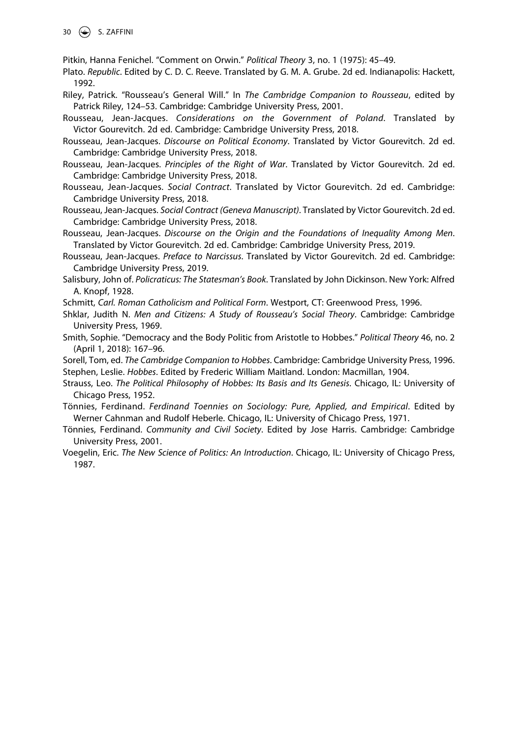Pitkin, Hanna Fenichel. "Comment on Orwin." *Political Theory* 3, no. 1 (1975): 45–49.

Plato. *Republic*. Edited by C. D. C. Reeve. Translated by G. M. A. Grube. 2d ed. Indianapolis: Hackett, 1992.

Riley, Patrick. "Rousseau's General Will." In *The Cambridge Companion to Rousseau*, edited by Patrick Riley, 124–53. Cambridge: Cambridge University Press, 2001.

Rousseau, Jean-Jacques. *Considerations on the Government of Poland*. Translated by Victor Gourevitch. 2d ed. Cambridge: Cambridge University Press, 2018.

Rousseau, Jean-Jacques. *Discourse on Political Economy*. Translated by Victor Gourevitch. 2d ed. Cambridge: Cambridge University Press, 2018.

Rousseau, Jean-Jacques. *Principles of the Right of War*. Translated by Victor Gourevitch. 2d ed. Cambridge: Cambridge University Press, 2018.

Rousseau, Jean-Jacques. *Social Contract*. Translated by Victor Gourevitch. 2d ed. Cambridge: Cambridge University Press, 2018.

Rousseau, Jean-Jacques. *Social Contract (Geneva Manuscript)*. Translated by Victor Gourevitch. 2d ed. Cambridge: Cambridge University Press, 2018.

Rousseau, Jean-Jacques. *Discourse on the Origin and the Foundations of Inequality Among Men*. Translated by Victor Gourevitch. 2d ed. Cambridge: Cambridge University Press, 2019.

Rousseau, Jean-Jacques. *Preface to Narcissus*. Translated by Victor Gourevitch. 2d ed. Cambridge: Cambridge University Press, 2019.

Salisbury, John of. *Policraticus: The Statesman's Book*. Translated by John Dickinson. New York: Alfred A. Knopf, 1928.

Schmitt, *Carl. Roman Catholicism and Political Form*. Westport, CT: Greenwood Press, 1996.

Shklar, Judith N. *Men and Citizens: A Study of Rousseau's Social Theory*. Cambridge: Cambridge University Press, 1969.

Smith, Sophie. "Democracy and the Body Politic from Aristotle to Hobbes." *Political Theory* 46, no. 2 (April 1, 2018): 167–96.

Sorell, Tom, ed. *The Cambridge Companion to Hobbes*. Cambridge: Cambridge University Press, 1996.

Stephen, Leslie. *Hobbes*. Edited by Frederic William Maitland. London: Macmillan, 1904.

Strauss, Leo. *The Political Philosophy of Hobbes: Its Basis and Its Genesis*. Chicago, IL: University of Chicago Press, 1952.

Tönnies, Ferdinand. *Ferdinand Toennies on Sociology: Pure, Applied, and Empirical*. Edited by Werner Cahnman and Rudolf Heberle. Chicago, IL: University of Chicago Press, 1971.

Tönnies, Ferdinand. *Community and Civil Society*. Edited by Jose Harris. Cambridge: Cambridge University Press, 2001.

Voegelin, Eric. *The New Science of Politics: An Introduction*. Chicago, IL: University of Chicago Press, 1987.